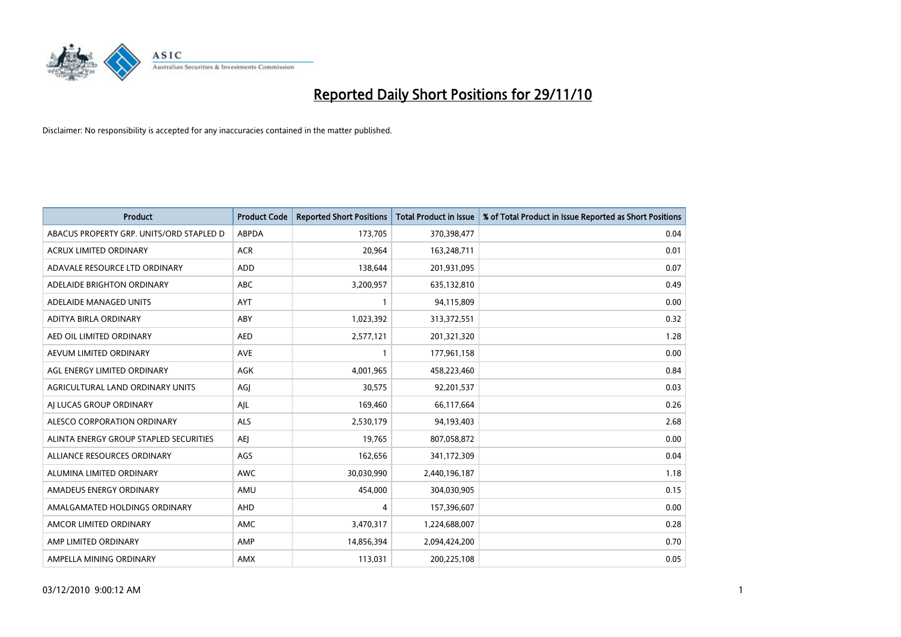# Reported Daily Short Positions for 29/11/10

Disclaimer: No responsibility is accepted for any inaccuracies contained in the matter published.

| Product | Product Code | Reported Short Positions | Total Product in Issue | % of Total Product in Issue Reported as Short Positions |
|---|---|---|---|---|
| ABACUS PROPERTY GRP. UNITS/ORD STAPLED D | ABPDA | 173,705 | 370,398,477 | 0.04 |
| ACRUX LIMITED ORDINARY | ACR | 20,964 | 163,248,711 | 0.01 |
| ADAVALE RESOURCE LTD ORDINARY | ADD | 138,644 | 201,931,095 | 0.07 |
| ADELAIDE BRIGHTON ORDINARY | ABC | 3,200,957 | 635,132,810 | 0.49 |
| ADELAIDE MANAGED UNITS | AYT | 1 | 94,115,809 | 0.00 |
| ADITYA BIRLA ORDINARY | ABY | 1,023,392 | 313,372,551 | 0.32 |
| AED OIL LIMITED ORDINARY | AED | 2,577,121 | 201,321,320 | 1.28 |
| AEVUM LIMITED ORDINARY | AVE | 1 | 177,961,158 | 0.00 |
| AGL ENERGY LIMITED ORDINARY | AGK | 4,001,965 | 458,223,460 | 0.84 |
| AGRICULTURAL LAND ORDINARY UNITS | AGJ | 30,575 | 92,201,537 | 0.03 |
| AJ LUCAS GROUP ORDINARY | AJL | 169,460 | 66,117,664 | 0.26 |
| ALESCO CORPORATION ORDINARY | ALS | 2,530,179 | 94,193,403 | 2.68 |
| ALINTA ENERGY GROUP STAPLED SECURITIES | AEJ | 19,765 | 807,058,872 | 0.00 |
| ALLIANCE RESOURCES ORDINARY | AGS | 162,656 | 341,172,309 | 0.04 |
| ALUMINA LIMITED ORDINARY | AWC | 30,030,990 | 2,440,196,187 | 1.18 |
| AMADEUS ENERGY ORDINARY | AMU | 454,000 | 304,030,905 | 0.15 |
| AMALGAMATED HOLDINGS ORDINARY | AHD | 4 | 157,396,607 | 0.00 |
| AMCOR LIMITED ORDINARY | AMC | 3,470,317 | 1,224,688,007 | 0.28 |
| AMP LIMITED ORDINARY | AMP | 14,856,394 | 2,094,424,200 | 0.70 |
| AMPELLA MINING ORDINARY | AMX | 113,031 | 200,225,108 | 0.05 |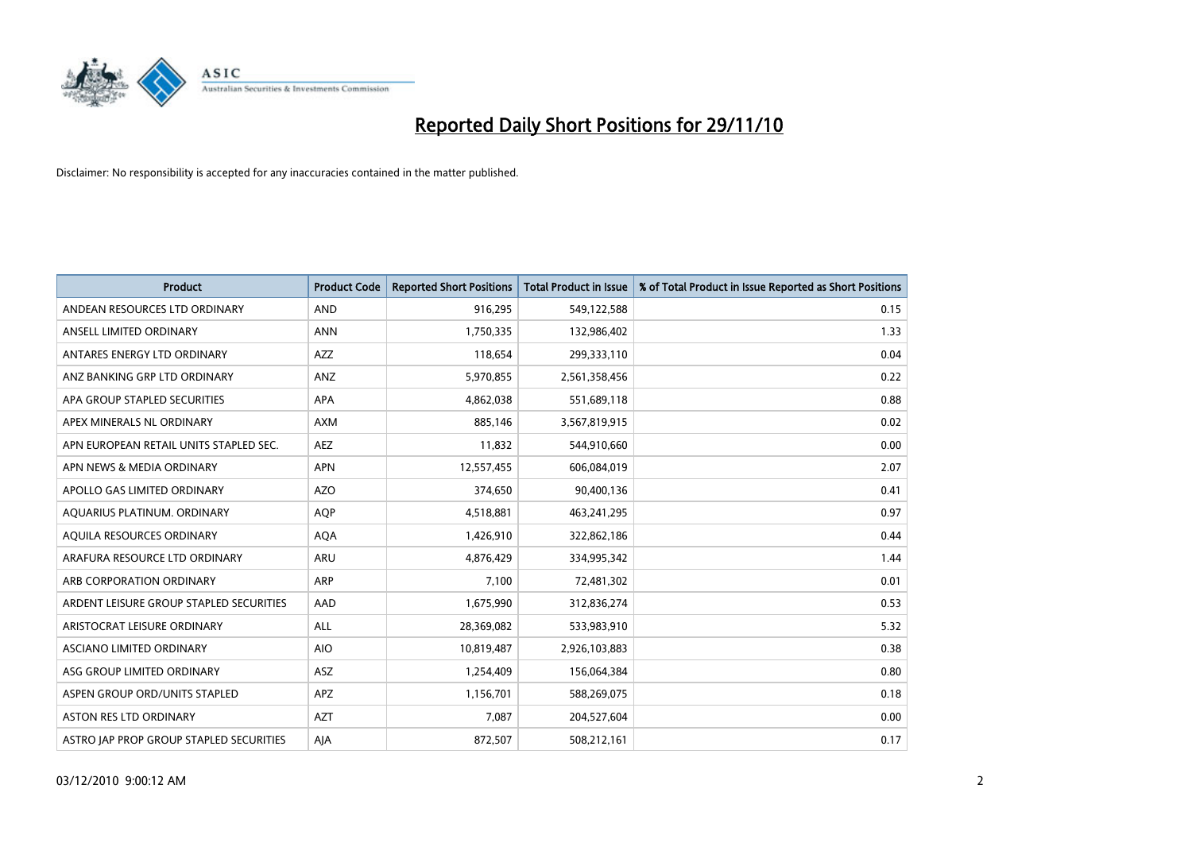# Reported Daily Short Positions for 29/11/10

Disclaimer: No responsibility is accepted for any inaccuracies contained in the matter published.

| Product | Product Code | Reported Short Positions | Total Product in Issue | % of Total Product in Issue Reported as Short Positions |
|---|---|---|---|---|
| ANDEAN RESOURCES LTD ORDINARY | AND | 916,295 | 549,122,588 | 0.15 |
| ANSELL LIMITED ORDINARY | ANN | 1,750,335 | 132,986,402 | 1.33 |
| ANTARES ENERGY LTD ORDINARY | AZZ | 118,654 | 299,333,110 | 0.04 |
| ANZ BANKING GRP LTD ORDINARY | ANZ | 5,970,855 | 2,561,358,456 | 0.22 |
| APA GROUP STAPLED SECURITIES | APA | 4,862,038 | 551,689,118 | 0.88 |
| APEX MINERALS NL ORDINARY | AXM | 885,146 | 3,567,819,915 | 0.02 |
| APN EUROPEAN RETAIL UNITS STAPLED SEC. | AEZ | 11,832 | 544,910,660 | 0.00 |
| APN NEWS & MEDIA ORDINARY | APN | 12,557,455 | 606,084,019 | 2.07 |
| APOLLO GAS LIMITED ORDINARY | AZO | 374,650 | 90,400,136 | 0.41 |
| AQUARIUS PLATINUM. ORDINARY | AQP | 4,518,881 | 463,241,295 | 0.97 |
| AQUILA RESOURCES ORDINARY | AQA | 1,426,910 | 322,862,186 | 0.44 |
| ARAFURA RESOURCE LTD ORDINARY | ARU | 4,876,429 | 334,995,342 | 1.44 |
| ARB CORPORATION ORDINARY | ARP | 7,100 | 72,481,302 | 0.01 |
| ARDENT LEISURE GROUP STAPLED SECURITIES | AAD | 1,675,990 | 312,836,274 | 0.53 |
| ARISTOCRAT LEISURE ORDINARY | ALL | 28,369,082 | 533,983,910 | 5.32 |
| ASCIANO LIMITED ORDINARY | AIO | 10,819,487 | 2,926,103,883 | 0.38 |
| ASG GROUP LIMITED ORDINARY | ASZ | 1,254,409 | 156,064,384 | 0.80 |
| ASPEN GROUP ORD/UNITS STAPLED | APZ | 1,156,701 | 588,269,075 | 0.18 |
| ASTON RES LTD ORDINARY | AZT | 7,087 | 204,527,604 | 0.00 |
| ASTRO JAP PROP GROUP STAPLED SECURITIES | AJA | 872,507 | 508,212,161 | 0.17 |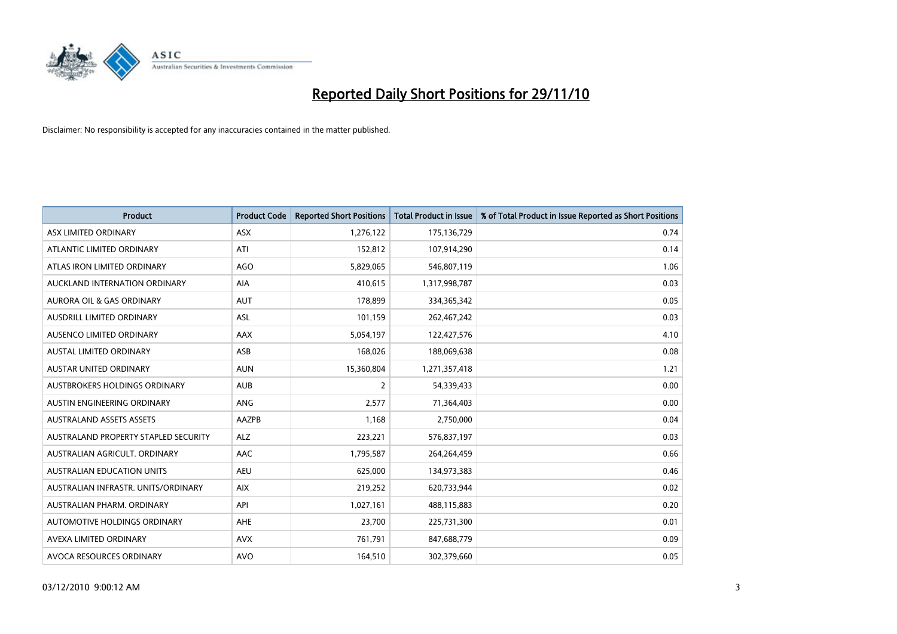# Reported Daily Short Positions for 29/11/10

Disclaimer: No responsibility is accepted for any inaccuracies contained in the matter published.

| Product | Product Code | Reported Short Positions | Total Product in Issue | % of Total Product in Issue Reported as Short Positions |
|---|---|---|---|---|
| ASX LIMITED ORDINARY | ASX | 1,276,122 | 175,136,729 | 0.74 |
| ATLANTIC LIMITED ORDINARY | ATI | 152,812 | 107,914,290 | 0.14 |
| ATLAS IRON LIMITED ORDINARY | AGO | 5,829,065 | 546,807,119 | 1.06 |
| AUCKLAND INTERNATION ORDINARY | AIA | 410,615 | 1,317,998,787 | 0.03 |
| AURORA OIL & GAS ORDINARY | AUT | 178,899 | 334,365,342 | 0.05 |
| AUSDRILL LIMITED ORDINARY | ASL | 101,159 | 262,467,242 | 0.03 |
| AUSENCO LIMITED ORDINARY | AAX | 5,054,197 | 122,427,576 | 4.10 |
| AUSTAL LIMITED ORDINARY | ASB | 168,026 | 188,069,638 | 0.08 |
| AUSTAR UNITED ORDINARY | AUN | 15,360,804 | 1,271,357,418 | 1.21 |
| AUSTBROKERS HOLDINGS ORDINARY | AUB | 2 | 54,339,433 | 0.00 |
| AUSTIN ENGINEERING ORDINARY | ANG | 2,577 | 71,364,403 | 0.00 |
| AUSTRALAND ASSETS ASSETS | AAZPB | 1,168 | 2,750,000 | 0.04 |
| AUSTRALAND PROPERTY STAPLED SECURITY | ALZ | 223,221 | 576,837,197 | 0.03 |
| AUSTRALIAN AGRICULT. ORDINARY | AAC | 1,795,587 | 264,264,459 | 0.66 |
| AUSTRALIAN EDUCATION UNITS | AEU | 625,000 | 134,973,383 | 0.46 |
| AUSTRALIAN INFRASTR. UNITS/ORDINARY | AIX | 219,252 | 620,733,944 | 0.02 |
| AUSTRALIAN PHARM. ORDINARY | API | 1,027,161 | 488,115,883 | 0.20 |
| AUTOMOTIVE HOLDINGS ORDINARY | AHE | 23,700 | 225,731,300 | 0.01 |
| AVEXA LIMITED ORDINARY | AVX | 761,791 | 847,688,779 | 0.09 |
| AVOCA RESOURCES ORDINARY | AVO | 164,510 | 302,379,660 | 0.05 |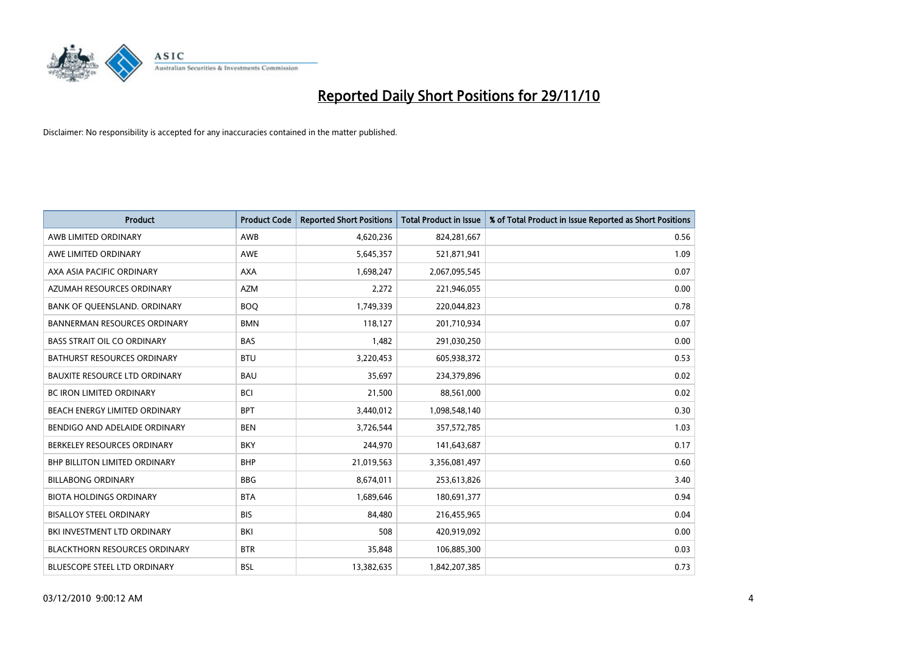# Reported Daily Short Positions for 29/11/10

Disclaimer: No responsibility is accepted for any inaccuracies contained in the matter published.

| Product | Product Code | Reported Short Positions | Total Product in Issue | % of Total Product in Issue Reported as Short Positions |
|---|---|---|---|---|
| AWB LIMITED ORDINARY | AWB | 4,620,236 | 824,281,667 | 0.56 |
| AWE LIMITED ORDINARY | AWE | 5,645,357 | 521,871,941 | 1.09 |
| AXA ASIA PACIFIC ORDINARY | AXA | 1,698,247 | 2,067,095,545 | 0.07 |
| AZUMAH RESOURCES ORDINARY | AZM | 2,272 | 221,946,055 | 0.00 |
| BANK OF QUEENSLAND. ORDINARY | BOQ | 1,749,339 | 220,044,823 | 0.78 |
| BANNERMAN RESOURCES ORDINARY | BMN | 118,127 | 201,710,934 | 0.07 |
| BASS STRAIT OIL CO ORDINARY | BAS | 1,482 | 291,030,250 | 0.00 |
| BATHURST RESOURCES ORDINARY | BTU | 3,220,453 | 605,938,372 | 0.53 |
| BAUXITE RESOURCE LTD ORDINARY | BAU | 35,697 | 234,379,896 | 0.02 |
| BC IRON LIMITED ORDINARY | BCI | 21,500 | 88,561,000 | 0.02 |
| BEACH ENERGY LIMITED ORDINARY | BPT | 3,440,012 | 1,098,548,140 | 0.30 |
| BENDIGO AND ADELAIDE ORDINARY | BEN | 3,726,544 | 357,572,785 | 1.03 |
| BERKELEY RESOURCES ORDINARY | BKY | 244,970 | 141,643,687 | 0.17 |
| BHP BILLITON LIMITED ORDINARY | BHP | 21,019,563 | 3,356,081,497 | 0.60 |
| BILLABONG ORDINARY | BBG | 8,674,011 | 253,613,826 | 3.40 |
| BIOTA HOLDINGS ORDINARY | BTA | 1,689,646 | 180,691,377 | 0.94 |
| BISALLOY STEEL ORDINARY | BIS | 84,480 | 216,455,965 | 0.04 |
| BKI INVESTMENT LTD ORDINARY | BKI | 508 | 420,919,092 | 0.00 |
| BLACKTHORN RESOURCES ORDINARY | BTR | 35,848 | 106,885,300 | 0.03 |
| BLUESCOPE STEEL LTD ORDINARY | BSL | 13,382,635 | 1,842,207,385 | 0.73 |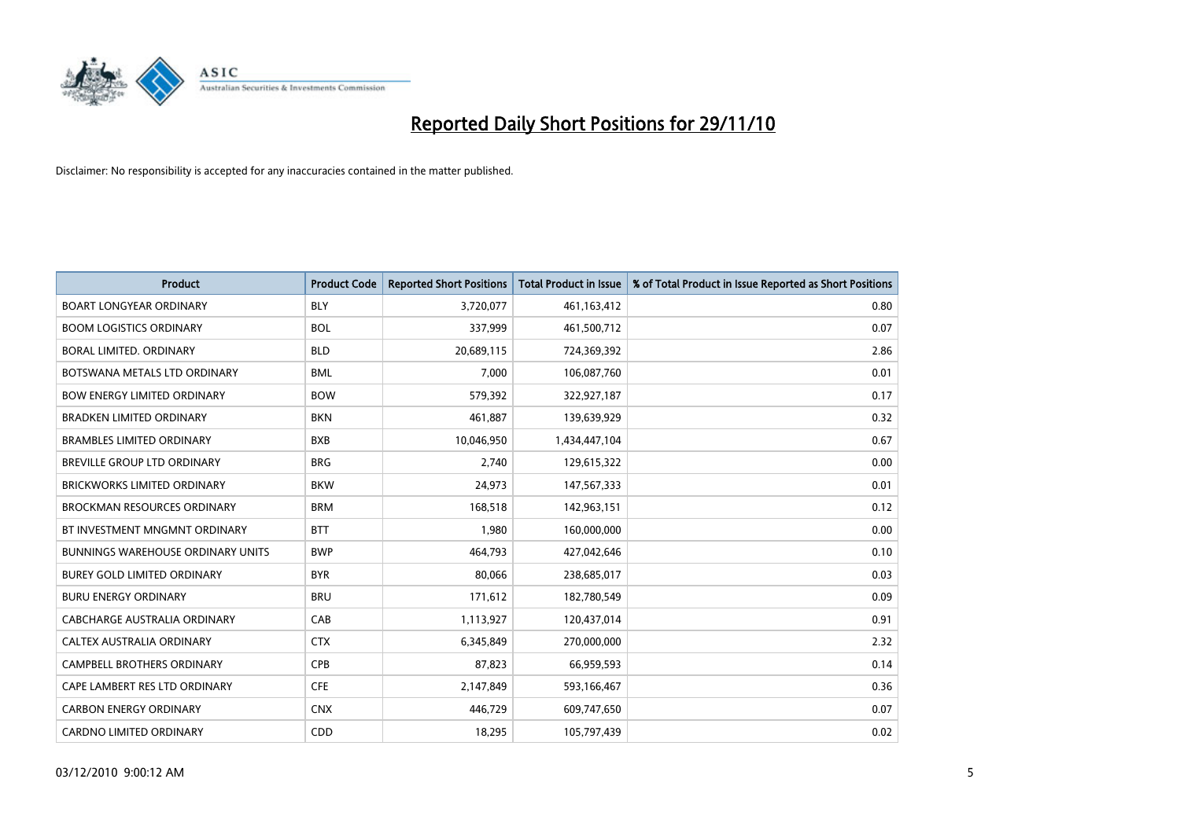# Reported Daily Short Positions for 29/11/10

Disclaimer: No responsibility is accepted for any inaccuracies contained in the matter published.

| Product | Product Code | Reported Short Positions | Total Product in Issue | % of Total Product in Issue Reported as Short Positions |
|---|---|---|---|---|
| BOART LONGYEAR ORDINARY | BLY | 3,720,077 | 461,163,412 | 0.80 |
| BOOM LOGISTICS ORDINARY | BOL | 337,999 | 461,500,712 | 0.07 |
| BORAL LIMITED. ORDINARY | BLD | 20,689,115 | 724,369,392 | 2.86 |
| BOTSWANA METALS LTD ORDINARY | BML | 7,000 | 106,087,760 | 0.01 |
| BOW ENERGY LIMITED ORDINARY | BOW | 579,392 | 322,927,187 | 0.17 |
| BRADKEN LIMITED ORDINARY | BKN | 461,887 | 139,639,929 | 0.32 |
| BRAMBLES LIMITED ORDINARY | BXB | 10,046,950 | 1,434,447,104 | 0.67 |
| BREVILLE GROUP LTD ORDINARY | BRG | 2,740 | 129,615,322 | 0.00 |
| BRICKWORKS LIMITED ORDINARY | BKW | 24,973 | 147,567,333 | 0.01 |
| BROCKMAN RESOURCES ORDINARY | BRM | 168,518 | 142,963,151 | 0.12 |
| BT INVESTMENT MNGMNT ORDINARY | BTT | 1,980 | 160,000,000 | 0.00 |
| BUNNINGS WAREHOUSE ORDINARY UNITS | BWP | 464,793 | 427,042,646 | 0.10 |
| BUREY GOLD LIMITED ORDINARY | BYR | 80,066 | 238,685,017 | 0.03 |
| BURU ENERGY ORDINARY | BRU | 171,612 | 182,780,549 | 0.09 |
| CABCHARGE AUSTRALIA ORDINARY | CAB | 1,113,927 | 120,437,014 | 0.91 |
| CALTEX AUSTRALIA ORDINARY | CTX | 6,345,849 | 270,000,000 | 2.32 |
| CAMPBELL BROTHERS ORDINARY | CPB | 87,823 | 66,959,593 | 0.14 |
| CAPE LAMBERT RES LTD ORDINARY | CFE | 2,147,849 | 593,166,467 | 0.36 |
| CARBON ENERGY ORDINARY | CNX | 446,729 | 609,747,650 | 0.07 |
| CARDNO LIMITED ORDINARY | CDD | 18,295 | 105,797,439 | 0.02 |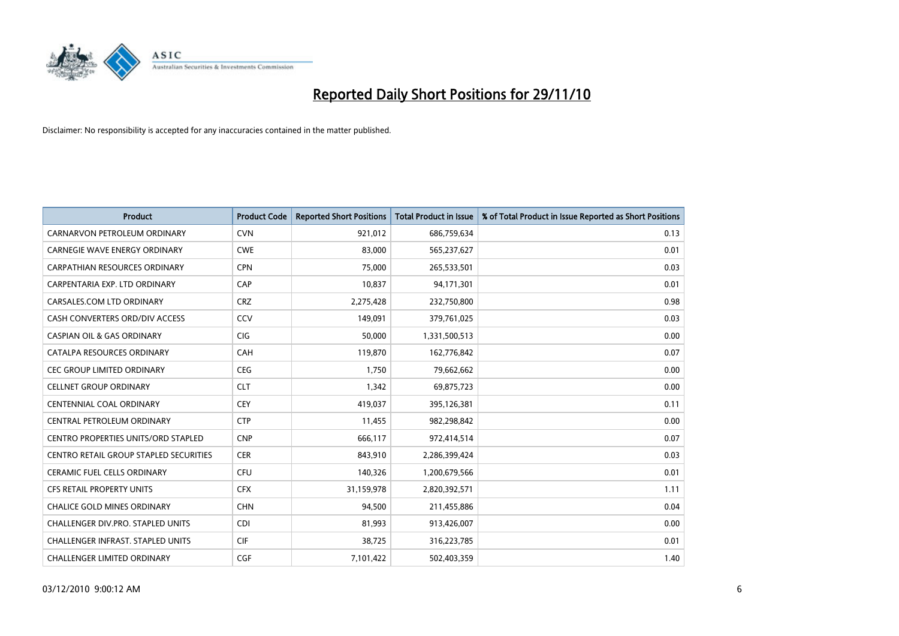# Reported Daily Short Positions for 29/11/10

Disclaimer: No responsibility is accepted for any inaccuracies contained in the matter published.

| Product | Product Code | Reported Short Positions | Total Product in Issue | % of Total Product in Issue Reported as Short Positions |
|---|---|---|---|---|
| CARNARVON PETROLEUM ORDINARY | CVN | 921,012 | 686,759,634 | 0.13 |
| CARNEGIE WAVE ENERGY ORDINARY | CWE | 83,000 | 565,237,627 | 0.01 |
| CARPATHIAN RESOURCES ORDINARY | CPN | 75,000 | 265,533,501 | 0.03 |
| CARPENTARIA EXP. LTD ORDINARY | CAP | 10,837 | 94,171,301 | 0.01 |
| CARSALES.COM LTD ORDINARY | CRZ | 2,275,428 | 232,750,800 | 0.98 |
| CASH CONVERTERS ORD/DIV ACCESS | CCV | 149,091 | 379,761,025 | 0.03 |
| CASPIAN OIL & GAS ORDINARY | CIG | 50,000 | 1,331,500,513 | 0.00 |
| CATALPA RESOURCES ORDINARY | CAH | 119,870 | 162,776,842 | 0.07 |
| CEC GROUP LIMITED ORDINARY | CEG | 1,750 | 79,662,662 | 0.00 |
| CELLNET GROUP ORDINARY | CLT | 1,342 | 69,875,723 | 0.00 |
| CENTENNIAL COAL ORDINARY | CEY | 419,037 | 395,126,381 | 0.11 |
| CENTRAL PETROLEUM ORDINARY | CTP | 11,455 | 982,298,842 | 0.00 |
| CENTRO PROPERTIES UNITS/ORD STAPLED | CNP | 666,117 | 972,414,514 | 0.07 |
| CENTRO RETAIL GROUP STAPLED SECURITIES | CER | 843,910 | 2,286,399,424 | 0.03 |
| CERAMIC FUEL CELLS ORDINARY | CFU | 140,326 | 1,200,679,566 | 0.01 |
| CFS RETAIL PROPERTY UNITS | CFX | 31,159,978 | 2,820,392,571 | 1.11 |
| CHALICE GOLD MINES ORDINARY | CHN | 94,500 | 211,455,886 | 0.04 |
| CHALLENGER DIV.PRO. STAPLED UNITS | CDI | 81,993 | 913,426,007 | 0.00 |
| CHALLENGER INFRAST. STAPLED UNITS | CIF | 38,725 | 316,223,785 | 0.01 |
| CHALLENGER LIMITED ORDINARY | CGF | 7,101,422 | 502,403,359 | 1.40 |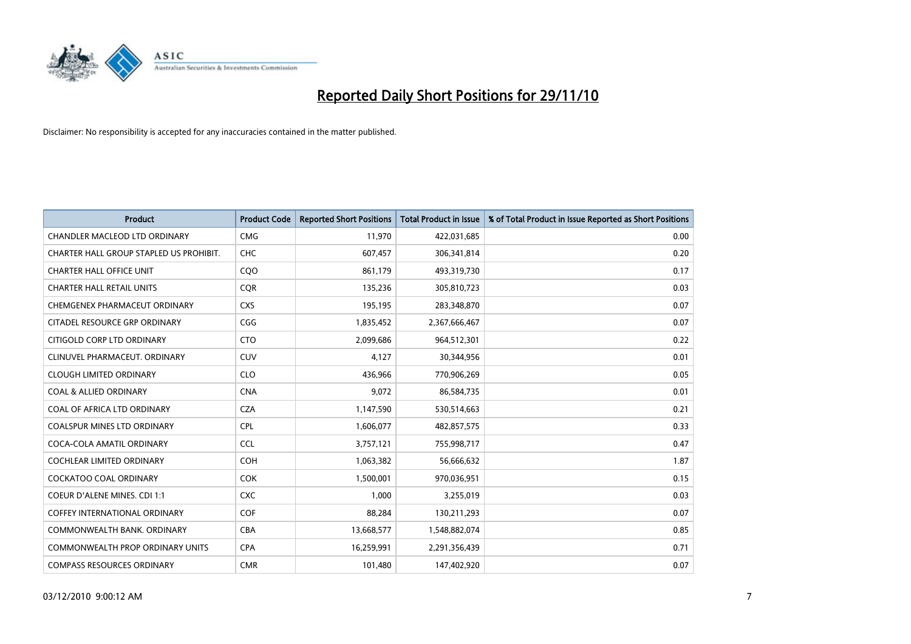# Reported Daily Short Positions for 29/11/10

Disclaimer: No responsibility is accepted for any inaccuracies contained in the matter published.

| Product | Product Code | Reported Short Positions | Total Product in Issue | % of Total Product in Issue Reported as Short Positions |
|---|---|---|---|---|
| CHANDLER MACLEOD LTD ORDINARY | CMG | 11,970 | 422,031,685 | 0.00 |
| CHARTER HALL GROUP STAPLED US PROHIBIT. | CHC | 607,457 | 306,341,814 | 0.20 |
| CHARTER HALL OFFICE UNIT | CQO | 861,179 | 493,319,730 | 0.17 |
| CHARTER HALL RETAIL UNITS | CQR | 135,236 | 305,810,723 | 0.03 |
| CHEMGENEX PHARMACEUT ORDINARY | CXS | 195,195 | 283,348,870 | 0.07 |
| CITADEL RESOURCE GRP ORDINARY | CGG | 1,835,452 | 2,367,666,467 | 0.07 |
| CITIGOLD CORP LTD ORDINARY | CTO | 2,099,686 | 964,512,301 | 0.22 |
| CLINUVEL PHARMACEUT. ORDINARY | CUV | 4,127 | 30,344,956 | 0.01 |
| CLOUGH LIMITED ORDINARY | CLO | 436,966 | 770,906,269 | 0.05 |
| COAL & ALLIED ORDINARY | CNA | 9,072 | 86,584,735 | 0.01 |
| COAL OF AFRICA LTD ORDINARY | CZA | 1,147,590 | 530,514,663 | 0.21 |
| COALSPUR MINES LTD ORDINARY | CPL | 1,606,077 | 482,857,575 | 0.33 |
| COCA-COLA AMATIL ORDINARY | CCL | 3,757,121 | 755,998,717 | 0.47 |
| COCHLEAR LIMITED ORDINARY | COH | 1,063,382 | 56,666,632 | 1.87 |
| COCKATOO COAL ORDINARY | COK | 1,500,001 | 970,036,951 | 0.15 |
| COEUR D'ALENE MINES. CDI 1:1 | CXC | 1,000 | 3,255,019 | 0.03 |
| COFFEY INTERNATIONAL ORDINARY | COF | 88,284 | 130,211,293 | 0.07 |
| COMMONWEALTH BANK. ORDINARY | CBA | 13,668,577 | 1,548,882,074 | 0.85 |
| COMMONWEALTH PROP ORDINARY UNITS | CPA | 16,259,991 | 2,291,356,439 | 0.71 |
| COMPASS RESOURCES ORDINARY | CMR | 101,480 | 147,402,920 | 0.07 |

03/12/2010 9:00:12 AM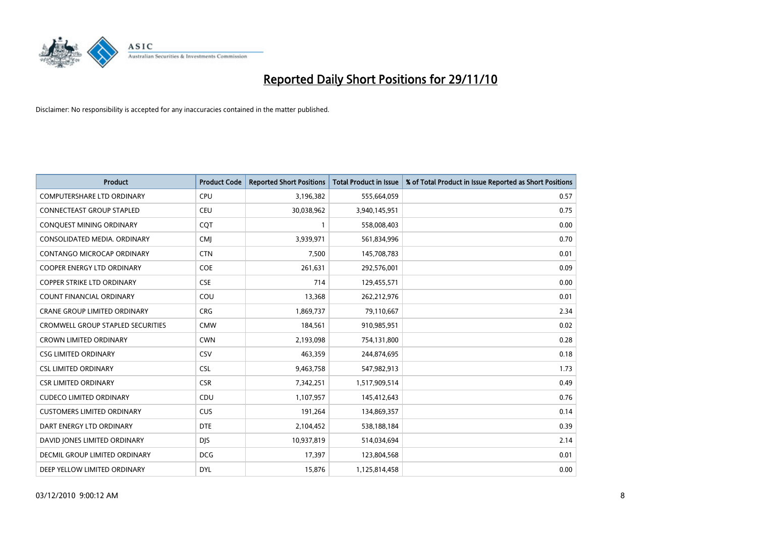# Reported Daily Short Positions for 29/11/10

Disclaimer: No responsibility is accepted for any inaccuracies contained in the matter published.

| Product | Product Code | Reported Short Positions | Total Product in Issue | % of Total Product in Issue Reported as Short Positions |
|---|---|---|---|---|
| COMPUTERSHARE LTD ORDINARY | CPU | 3,196,382 | 555,664,059 | 0.57 |
| CONNECTEAST GROUP STAPLED | CEU | 30,038,962 | 3,940,145,951 | 0.75 |
| CONQUEST MINING ORDINARY | CQT | 1 | 558,008,403 | 0.00 |
| CONSOLIDATED MEDIA. ORDINARY | CMJ | 3,939,971 | 561,834,996 | 0.70 |
| CONTANGO MICROCAP ORDINARY | CTN | 7,500 | 145,708,783 | 0.01 |
| COOPER ENERGY LTD ORDINARY | COE | 261,631 | 292,576,001 | 0.09 |
| COPPER STRIKE LTD ORDINARY | CSE | 714 | 129,455,571 | 0.00 |
| COUNT FINANCIAL ORDINARY | COU | 13,368 | 262,212,976 | 0.01 |
| CRANE GROUP LIMITED ORDINARY | CRG | 1,869,737 | 79,110,667 | 2.34 |
| CROMWELL GROUP STAPLED SECURITIES | CMW | 184,561 | 910,985,951 | 0.02 |
| CROWN LIMITED ORDINARY | CWN | 2,193,098 | 754,131,800 | 0.28 |
| CSG LIMITED ORDINARY | CSV | 463,359 | 244,874,695 | 0.18 |
| CSL LIMITED ORDINARY | CSL | 9,463,758 | 547,982,913 | 1.73 |
| CSR LIMITED ORDINARY | CSR | 7,342,251 | 1,517,909,514 | 0.49 |
| CUDECO LIMITED ORDINARY | CDU | 1,107,957 | 145,412,643 | 0.76 |
| CUSTOMERS LIMITED ORDINARY | CUS | 191,264 | 134,869,357 | 0.14 |
| DART ENERGY LTD ORDINARY | DTE | 2,104,452 | 538,188,184 | 0.39 |
| DAVID JONES LIMITED ORDINARY | DJS | 10,937,819 | 514,034,694 | 2.14 |
| DECMIL GROUP LIMITED ORDINARY | DCG | 17,397 | 123,804,568 | 0.01 |
| DEEP YELLOW LIMITED ORDINARY | DYL | 15,876 | 1,125,814,458 | 0.00 |

03/12/2010 9:00:12 AM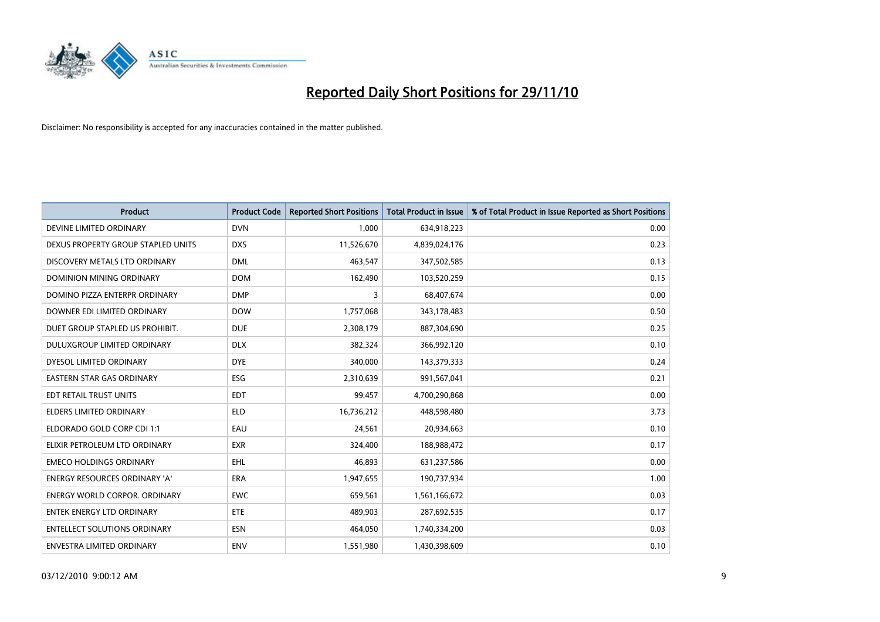# Reported Daily Short Positions for 29/11/10

Disclaimer: No responsibility is accepted for any inaccuracies contained in the matter published.

| Product | Product Code | Reported Short Positions | Total Product in Issue | % of Total Product in Issue Reported as Short Positions |
|---|---|---|---|---|
| DEVINE LIMITED ORDINARY | DVN | 1,000 | 634,918,223 | 0.00 |
| DEXUS PROPERTY GROUP STAPLED UNITS | DXS | 11,526,670 | 4,839,024,176 | 0.23 |
| DISCOVERY METALS LTD ORDINARY | DML | 463,547 | 347,502,585 | 0.13 |
| DOMINION MINING ORDINARY | DOM | 162,490 | 103,520,259 | 0.15 |
| DOMINO PIZZA ENTERPR ORDINARY | DMP | 3 | 68,407,674 | 0.00 |
| DOWNER EDI LIMITED ORDINARY | DOW | 1,757,068 | 343,178,483 | 0.50 |
| DUET GROUP STAPLED US PROHIBIT. | DUE | 2,308,179 | 887,304,690 | 0.25 |
| DULUXGROUP LIMITED ORDINARY | DLX | 382,324 | 366,992,120 | 0.10 |
| DYESOL LIMITED ORDINARY | DYE | 340,000 | 143,379,333 | 0.24 |
| EASTERN STAR GAS ORDINARY | ESG | 2,310,639 | 991,567,041 | 0.21 |
| EDT RETAIL TRUST UNITS | EDT | 99,457 | 4,700,290,868 | 0.00 |
| ELDERS LIMITED ORDINARY | ELD | 16,736,212 | 448,598,480 | 3.73 |
| ELDORADO GOLD CORP CDI 1:1 | EAU | 24,561 | 20,934,663 | 0.10 |
| ELIXIR PETROLEUM LTD ORDINARY | EXR | 324,400 | 188,988,472 | 0.17 |
| EMECO HOLDINGS ORDINARY | EHL | 46,893 | 631,237,586 | 0.00 |
| ENERGY RESOURCES ORDINARY 'A' | ERA | 1,947,655 | 190,737,934 | 1.00 |
| ENERGY WORLD CORPOR. ORDINARY | EWC | 659,561 | 1,561,166,672 | 0.03 |
| ENTEK ENERGY LTD ORDINARY | ETE | 489,903 | 287,692,535 | 0.17 |
| ENTELLECT SOLUTIONS ORDINARY | ESN | 464,050 | 1,740,334,200 | 0.03 |
| ENVESTRA LIMITED ORDINARY | ENV | 1,551,980 | 1,430,398,609 | 0.10 |

03/12/2010 9:00:12 AM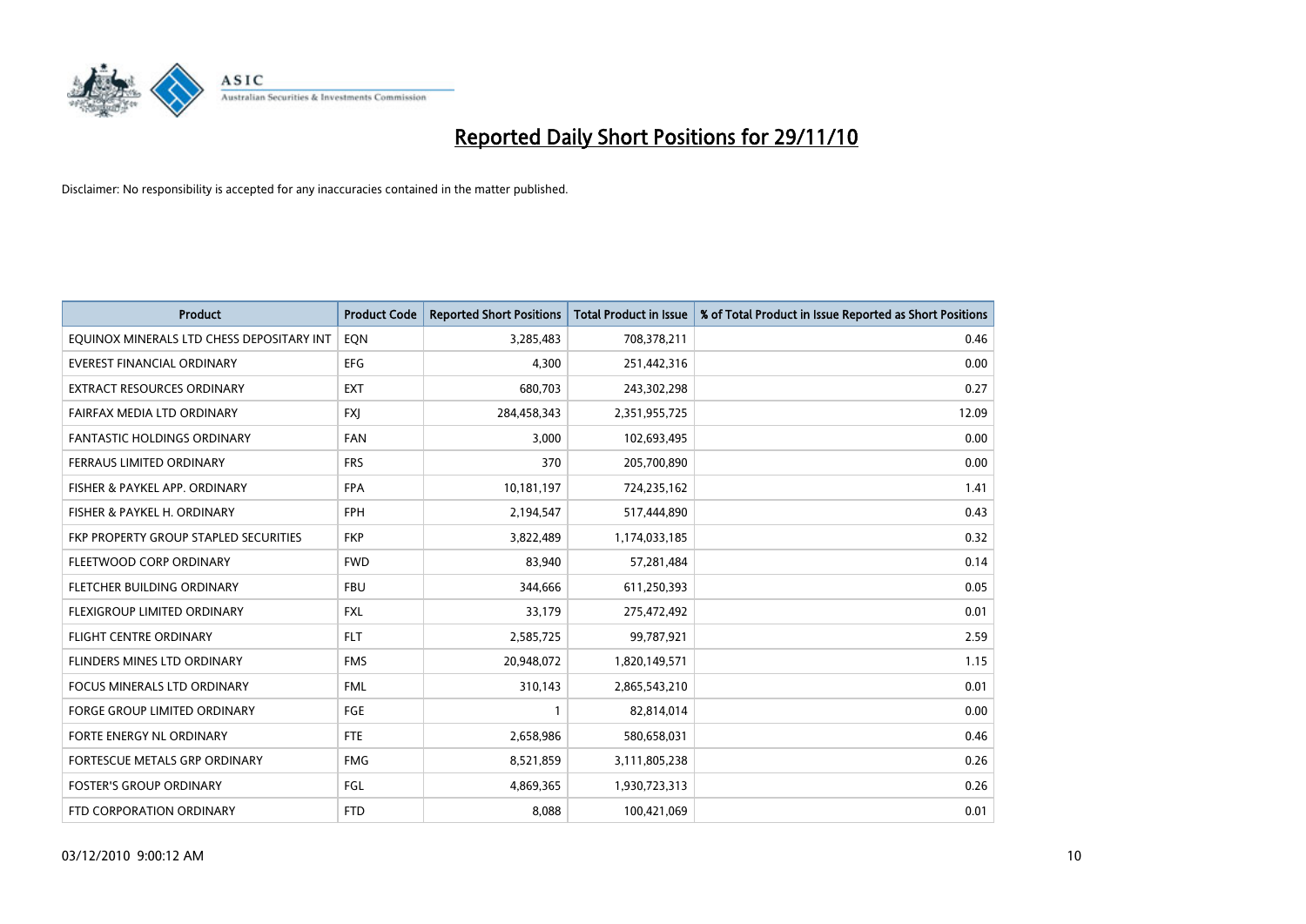# Reported Daily Short Positions for 29/11/10

Disclaimer: No responsibility is accepted for any inaccuracies contained in the matter published.

| Product | Product Code | Reported Short Positions | Total Product in Issue | % of Total Product in Issue Reported as Short Positions |
|---|---|---|---|---|
| EQUINOX MINERALS LTD CHESS DEPOSITARY INT | EQN | 3,285,483 | 708,378,211 | 0.46 |
| EVEREST FINANCIAL ORDINARY | EFG | 4,300 | 251,442,316 | 0.00 |
| EXTRACT RESOURCES ORDINARY | EXT | 680,703 | 243,302,298 | 0.27 |
| FAIRFAX MEDIA LTD ORDINARY | FXJ | 284,458,343 | 2,351,955,725 | 12.09 |
| FANTASTIC HOLDINGS ORDINARY | FAN | 3,000 | 102,693,495 | 0.00 |
| FERRAUS LIMITED ORDINARY | FRS | 370 | 205,700,890 | 0.00 |
| FISHER & PAYKEL APP. ORDINARY | FPA | 10,181,197 | 724,235,162 | 1.41 |
| FISHER & PAYKEL H. ORDINARY | FPH | 2,194,547 | 517,444,890 | 0.43 |
| FKP PROPERTY GROUP STAPLED SECURITIES | FKP | 3,822,489 | 1,174,033,185 | 0.32 |
| FLEETWOOD CORP ORDINARY | FWD | 83,940 | 57,281,484 | 0.14 |
| FLETCHER BUILDING ORDINARY | FBU | 344,666 | 611,250,393 | 0.05 |
| FLEXIGROUP LIMITED ORDINARY | FXL | 33,179 | 275,472,492 | 0.01 |
| FLIGHT CENTRE ORDINARY | FLT | 2,585,725 | 99,787,921 | 2.59 |
| FLINDERS MINES LTD ORDINARY | FMS | 20,948,072 | 1,820,149,571 | 1.15 |
| FOCUS MINERALS LTD ORDINARY | FML | 310,143 | 2,865,543,210 | 0.01 |
| FORGE GROUP LIMITED ORDINARY | FGE | 1 | 82,814,014 | 0.00 |
| FORTE ENERGY NL ORDINARY | FTE | 2,658,986 | 580,658,031 | 0.46 |
| FORTESCUE METALS GRP ORDINARY | FMG | 8,521,859 | 3,111,805,238 | 0.26 |
| FOSTER'S GROUP ORDINARY | FGL | 4,869,365 | 1,930,723,313 | 0.26 |
| FTD CORPORATION ORDINARY | FTD | 8,088 | 100,421,069 | 0.01 |

03/12/2010 9:00:12 AM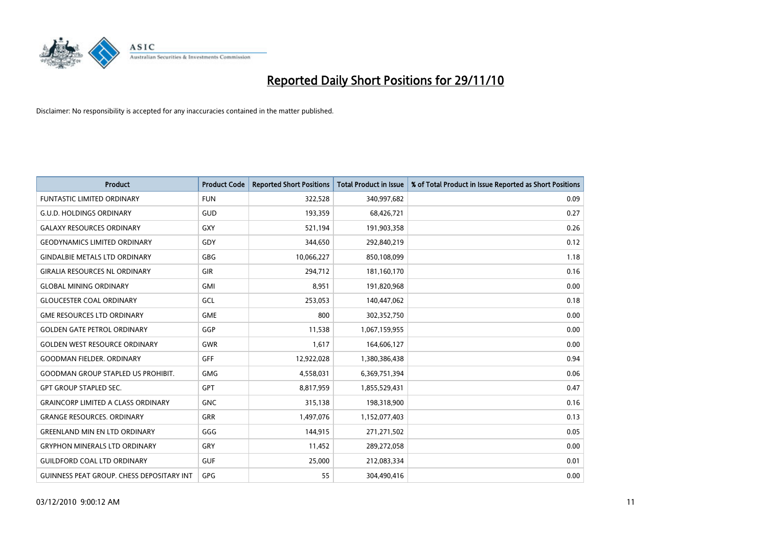# Reported Daily Short Positions for 29/11/10

Disclaimer: No responsibility is accepted for any inaccuracies contained in the matter published.

| Product | Product Code | Reported Short Positions | Total Product in Issue | % of Total Product in Issue Reported as Short Positions |
|---|---|---|---|---|
| FUNTASTIC LIMITED ORDINARY | FUN | 322,528 | 340,997,682 | 0.09 |
| G.U.D. HOLDINGS ORDINARY | GUD | 193,359 | 68,426,721 | 0.27 |
| GALAXY RESOURCES ORDINARY | GXY | 521,194 | 191,903,358 | 0.26 |
| GEODYNAMICS LIMITED ORDINARY | GDY | 344,650 | 292,840,219 | 0.12 |
| GINDALBIE METALS LTD ORDINARY | GBG | 10,066,227 | 850,108,099 | 1.18 |
| GIRALIA RESOURCES NL ORDINARY | GIR | 294,712 | 181,160,170 | 0.16 |
| GLOBAL MINING ORDINARY | GMI | 8,951 | 191,820,968 | 0.00 |
| GLOUCESTER COAL ORDINARY | GCL | 253,053 | 140,447,062 | 0.18 |
| GME RESOURCES LTD ORDINARY | GME | 800 | 302,352,750 | 0.00 |
| GOLDEN GATE PETROL ORDINARY | GGP | 11,538 | 1,067,159,955 | 0.00 |
| GOLDEN WEST RESOURCE ORDINARY | GWR | 1,617 | 164,606,127 | 0.00 |
| GOODMAN FIELDER. ORDINARY | GFF | 12,922,028 | 1,380,386,438 | 0.94 |
| GOODMAN GROUP STAPLED US PROHIBIT. | GMG | 4,558,031 | 6,369,751,394 | 0.06 |
| GPT GROUP STAPLED SEC. | GPT | 8,817,959 | 1,855,529,431 | 0.47 |
| GRAINCORP LIMITED A CLASS ORDINARY | GNC | 315,138 | 198,318,900 | 0.16 |
| GRANGE RESOURCES. ORDINARY | GRR | 1,497,076 | 1,152,077,403 | 0.13 |
| GREENLAND MIN EN LTD ORDINARY | GGG | 144,915 | 271,271,502 | 0.05 |
| GRYPHON MINERALS LTD ORDINARY | GRY | 11,452 | 289,272,058 | 0.00 |
| GUILDFORD COAL LTD ORDINARY | GUF | 25,000 | 212,083,334 | 0.01 |
| GUINNESS PEAT GROUP. CHESS DEPOSITARY INT | GPG | 55 | 304,490,416 | 0.00 |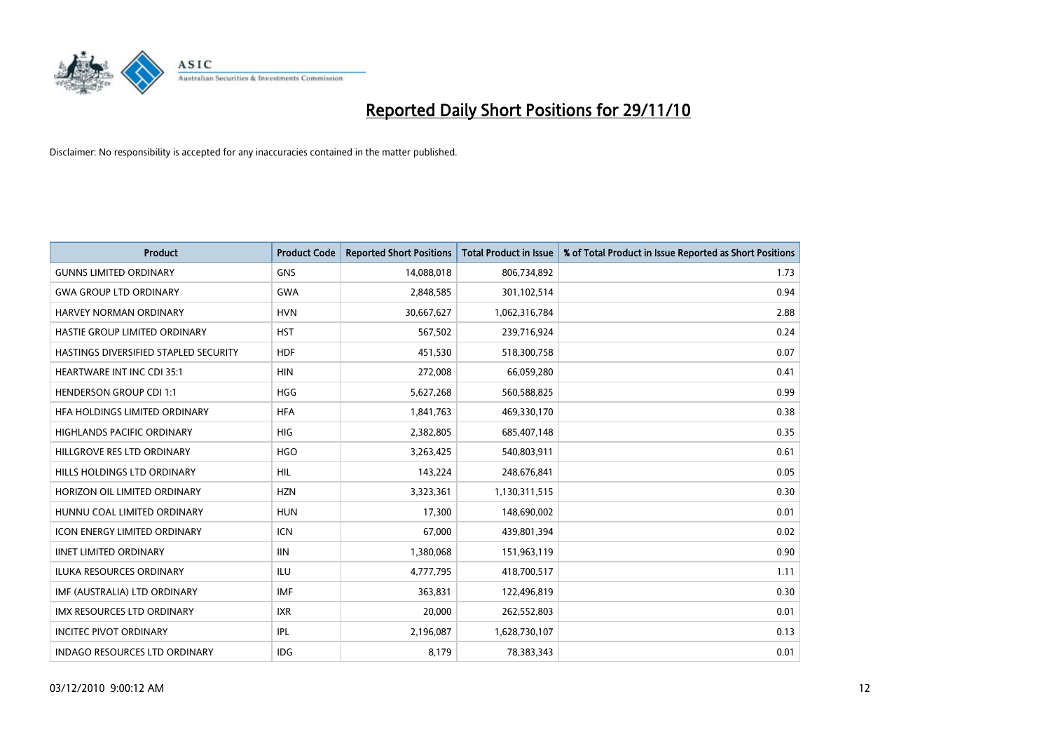# Reported Daily Short Positions for 29/11/10

Disclaimer: No responsibility is accepted for any inaccuracies contained in the matter published.

| Product | Product Code | Reported Short Positions | Total Product in Issue | % of Total Product in Issue Reported as Short Positions |
|---|---|---|---|---|
| GUNNS LIMITED ORDINARY | GNS | 14,088,018 | 806,734,892 | 1.73 |
| GWA GROUP LTD ORDINARY | GWA | 2,848,585 | 301,102,514 | 0.94 |
| HARVEY NORMAN ORDINARY | HVN | 30,667,627 | 1,062,316,784 | 2.88 |
| HASTIE GROUP LIMITED ORDINARY | HST | 567,502 | 239,716,924 | 0.24 |
| HASTINGS DIVERSIFIED STAPLED SECURITY | HDF | 451,530 | 518,300,758 | 0.07 |
| HEARTWARE INT INC CDI 35:1 | HIN | 272,008 | 66,059,280 | 0.41 |
| HENDERSON GROUP CDI 1:1 | HGG | 5,627,268 | 560,588,825 | 0.99 |
| HFA HOLDINGS LIMITED ORDINARY | HFA | 1,841,763 | 469,330,170 | 0.38 |
| HIGHLANDS PACIFIC ORDINARY | HIG | 2,382,805 | 685,407,148 | 0.35 |
| HILLGROVE RES LTD ORDINARY | HGO | 3,263,425 | 540,803,911 | 0.61 |
| HILLS HOLDINGS LTD ORDINARY | HIL | 143,224 | 248,676,841 | 0.05 |
| HORIZON OIL LIMITED ORDINARY | HZN | 3,323,361 | 1,130,311,515 | 0.30 |
| HUNNU COAL LIMITED ORDINARY | HUN | 17,300 | 148,690,002 | 0.01 |
| ICON ENERGY LIMITED ORDINARY | ICN | 67,000 | 439,801,394 | 0.02 |
| IINET LIMITED ORDINARY | IIN | 1,380,068 | 151,963,119 | 0.90 |
| ILUKA RESOURCES ORDINARY | ILU | 4,777,795 | 418,700,517 | 1.11 |
| IMF (AUSTRALIA) LTD ORDINARY | IMF | 363,831 | 122,496,819 | 0.30 |
| IMX RESOURCES LTD ORDINARY | IXR | 20,000 | 262,552,803 | 0.01 |
| INCITEC PIVOT ORDINARY | IPL | 2,196,087 | 1,628,730,107 | 0.13 |
| INDAGO RESOURCES LTD ORDINARY | IDG | 8,179 | 78,383,343 | 0.01 |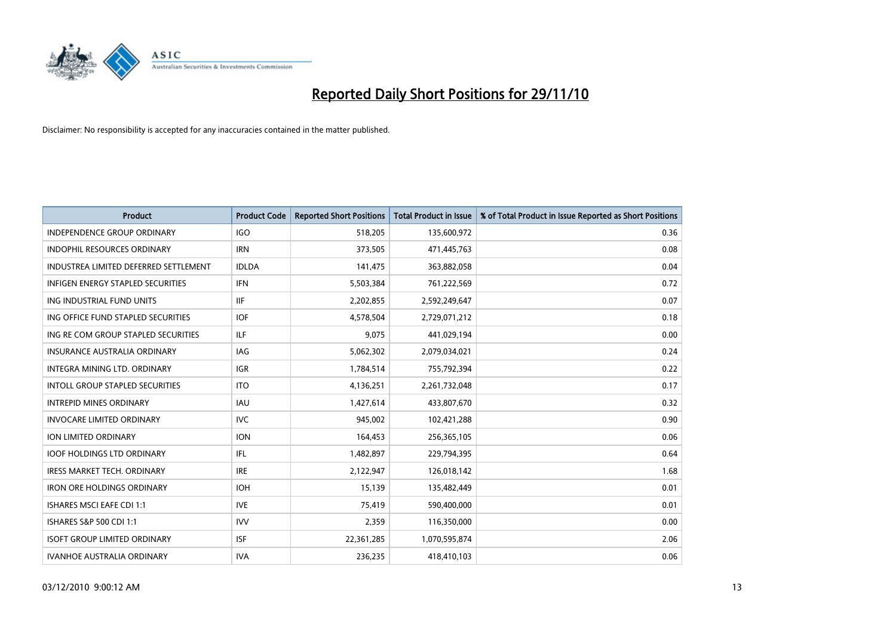# Reported Daily Short Positions for 29/11/10

Disclaimer: No responsibility is accepted for any inaccuracies contained in the matter published.

| Product | Product Code | Reported Short Positions | Total Product in Issue | % of Total Product in Issue Reported as Short Positions |
|---|---|---|---|---|
| INDEPENDENCE GROUP ORDINARY | IGO | 518,205 | 135,600,972 | 0.36 |
| INDOPHIL RESOURCES ORDINARY | IRN | 373,505 | 471,445,763 | 0.08 |
| INDUSTREA LIMITED DEFERRED SETTLEMENT | IDLDA | 141,475 | 363,882,058 | 0.04 |
| INFIGEN ENERGY STAPLED SECURITIES | IFN | 5,503,384 | 761,222,569 | 0.72 |
| ING INDUSTRIAL FUND UNITS | IIF | 2,202,855 | 2,592,249,647 | 0.07 |
| ING OFFICE FUND STAPLED SECURITIES | IOF | 4,578,504 | 2,729,071,212 | 0.18 |
| ING RE COM GROUP STAPLED SECURITIES | ILF | 9,075 | 441,029,194 | 0.00 |
| INSURANCE AUSTRALIA ORDINARY | IAG | 5,062,302 | 2,079,034,021 | 0.24 |
| INTEGRA MINING LTD. ORDINARY | IGR | 1,784,514 | 755,792,394 | 0.22 |
| INTOLL GROUP STAPLED SECURITIES | ITO | 4,136,251 | 2,261,732,048 | 0.17 |
| INTREPID MINES ORDINARY | IAU | 1,427,614 | 433,807,670 | 0.32 |
| INVOCARE LIMITED ORDINARY | IVC | 945,002 | 102,421,288 | 0.90 |
| ION LIMITED ORDINARY | ION | 164,453 | 256,365,105 | 0.06 |
| IOOF HOLDINGS LTD ORDINARY | IFL | 1,482,897 | 229,794,395 | 0.64 |
| IRESS MARKET TECH. ORDINARY | IRE | 2,122,947 | 126,018,142 | 1.68 |
| IRON ORE HOLDINGS ORDINARY | IOH | 15,139 | 135,482,449 | 0.01 |
| ISHARES MSCI EAFE CDI 1:1 | IVE | 75,419 | 590,400,000 | 0.01 |
| ISHARES S&P 500 CDI 1:1 | IVV | 2,359 | 116,350,000 | 0.00 |
| ISOFT GROUP LIMITED ORDINARY | ISF | 22,361,285 | 1,070,595,874 | 2.06 |
| IVANHOE AUSTRALIA ORDINARY | IVA | 236,235 | 418,410,103 | 0.06 |

03/12/2010 9:00:12 AM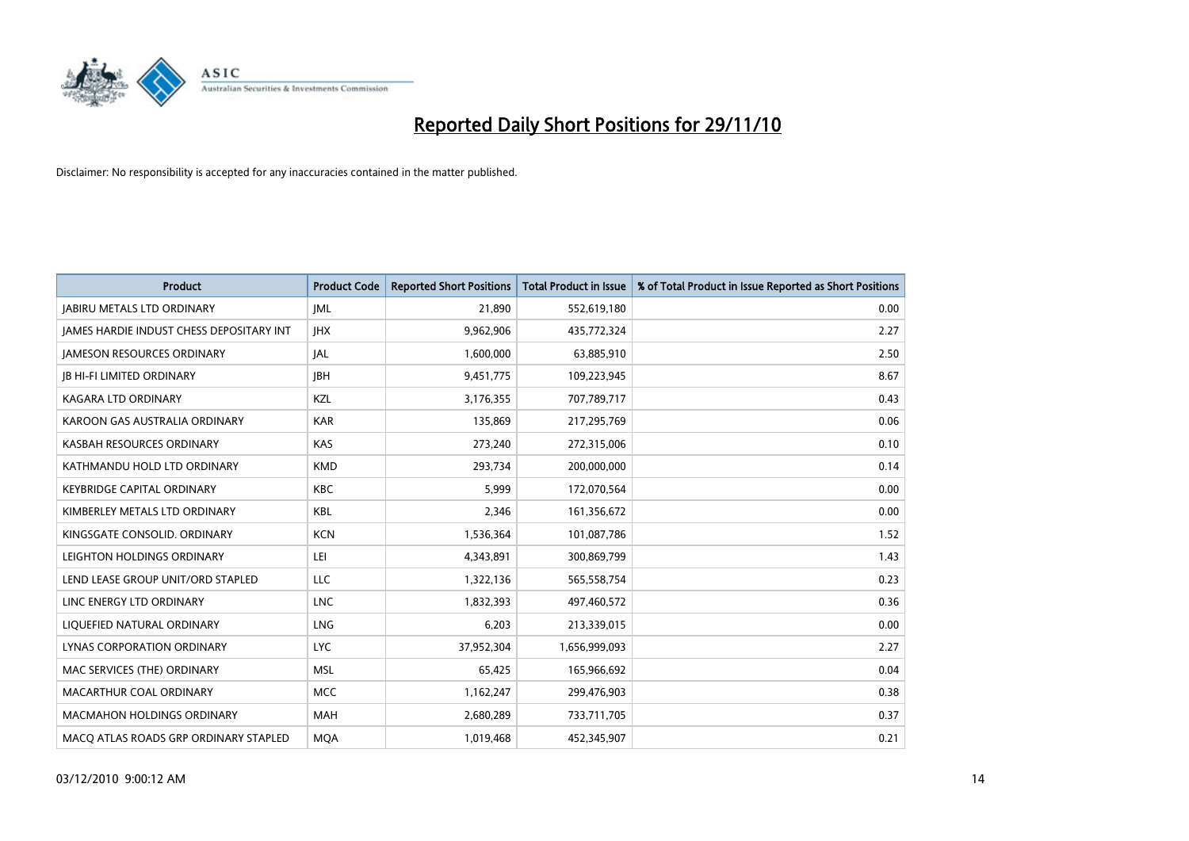# Reported Daily Short Positions for 29/11/10

Disclaimer: No responsibility is accepted for any inaccuracies contained in the matter published.

| Product | Product Code | Reported Short Positions | Total Product in Issue | % of Total Product in Issue Reported as Short Positions |
|---|---|---|---|---|
| JABIRU METALS LTD ORDINARY | JML | 21,890 | 552,619,180 | 0.00 |
| JAMES HARDIE INDUST CHESS DEPOSITARY INT | JHX | 9,962,906 | 435,772,324 | 2.27 |
| JAMESON RESOURCES ORDINARY | JAL | 1,600,000 | 63,885,910 | 2.50 |
| JB HI-FI LIMITED ORDINARY | JBH | 9,451,775 | 109,223,945 | 8.67 |
| KAGARA LTD ORDINARY | KZL | 3,176,355 | 707,789,717 | 0.43 |
| KAROON GAS AUSTRALIA ORDINARY | KAR | 135,869 | 217,295,769 | 0.06 |
| KASBAH RESOURCES ORDINARY | KAS | 273,240 | 272,315,006 | 0.10 |
| KATHMANDU HOLD LTD ORDINARY | KMD | 293,734 | 200,000,000 | 0.14 |
| KEYBRIDGE CAPITAL ORDINARY | KBC | 5,999 | 172,070,564 | 0.00 |
| KIMBERLEY METALS LTD ORDINARY | KBL | 2,346 | 161,356,672 | 0.00 |
| KINGSGATE CONSOLID. ORDINARY | KCN | 1,536,364 | 101,087,786 | 1.52 |
| LEIGHTON HOLDINGS ORDINARY | LEI | 4,343,891 | 300,869,799 | 1.43 |
| LEND LEASE GROUP UNIT/ORD STAPLED | LLC | 1,322,136 | 565,558,754 | 0.23 |
| LINC ENERGY LTD ORDINARY | LNC | 1,832,393 | 497,460,572 | 0.36 |
| LIQUEFIED NATURAL ORDINARY | LNG | 6,203 | 213,339,015 | 0.00 |
| LYNAS CORPORATION ORDINARY | LYC | 37,952,304 | 1,656,999,093 | 2.27 |
| MAC SERVICES (THE) ORDINARY | MSL | 65,425 | 165,966,692 | 0.04 |
| MACARTHUR COAL ORDINARY | MCC | 1,162,247 | 299,476,903 | 0.38 |
| MACMAHON HOLDINGS ORDINARY | MAH | 2,680,289 | 733,711,705 | 0.37 |
| MACQ ATLAS ROADS GRP ORDINARY STAPLED | MQA | 1,019,468 | 452,345,907 | 0.21 |

03/12/2010 9:00:12 AM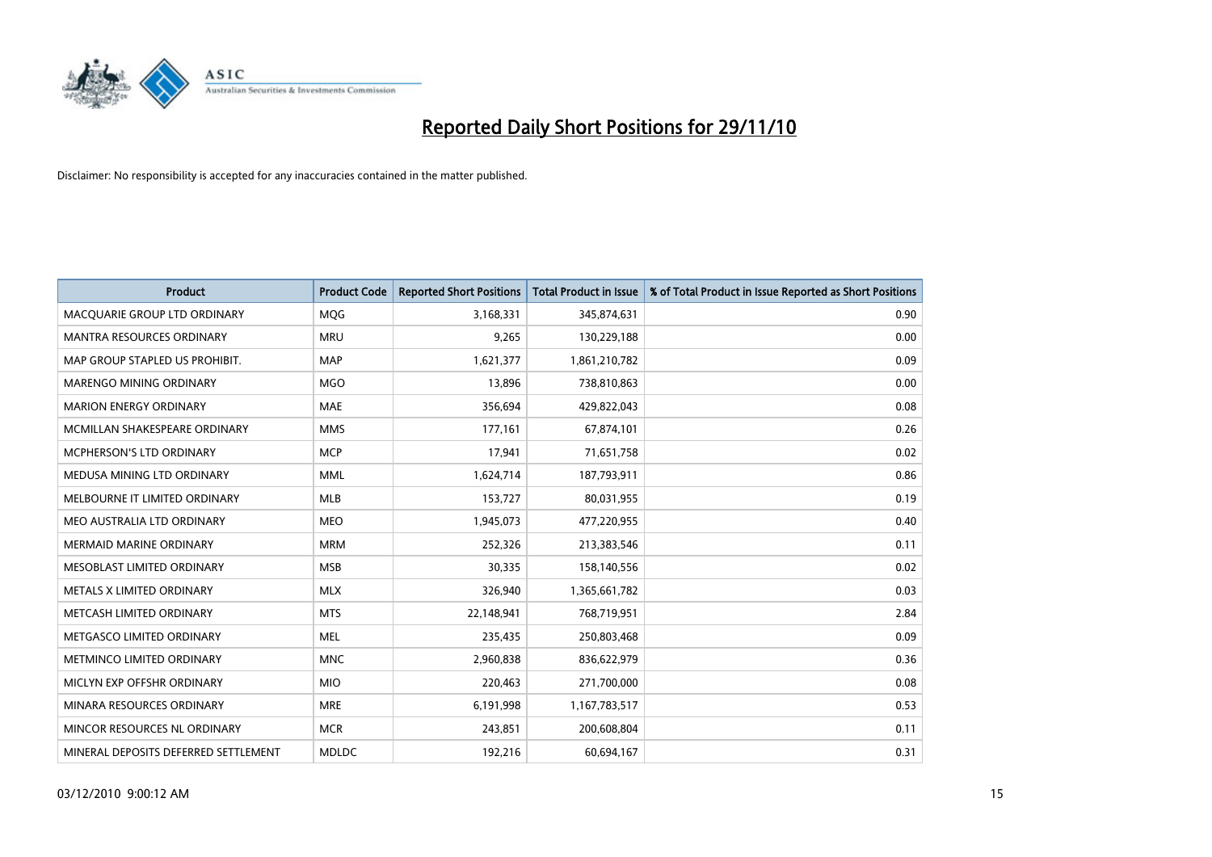# Reported Daily Short Positions for 29/11/10

Disclaimer: No responsibility is accepted for any inaccuracies contained in the matter published.

| Product | Product Code | Reported Short Positions | Total Product in Issue | % of Total Product in Issue Reported as Short Positions |
|---|---|---|---|---|
| MACQUARIE GROUP LTD ORDINARY | MQG | 3,168,331 | 345,874,631 | 0.90 |
| MANTRA RESOURCES ORDINARY | MRU | 9,265 | 130,229,188 | 0.00 |
| MAP GROUP STAPLED US PROHIBIT. | MAP | 1,621,377 | 1,861,210,782 | 0.09 |
| MARENGO MINING ORDINARY | MGO | 13,896 | 738,810,863 | 0.00 |
| MARION ENERGY ORDINARY | MAE | 356,694 | 429,822,043 | 0.08 |
| MCMILLAN SHAKESPEARE ORDINARY | MMS | 177,161 | 67,874,101 | 0.26 |
| MCPHERSON'S LTD ORDINARY | MCP | 17,941 | 71,651,758 | 0.02 |
| MEDUSA MINING LTD ORDINARY | MML | 1,624,714 | 187,793,911 | 0.86 |
| MELBOURNE IT LIMITED ORDINARY | MLB | 153,727 | 80,031,955 | 0.19 |
| MEO AUSTRALIA LTD ORDINARY | MEO | 1,945,073 | 477,220,955 | 0.40 |
| MERMAID MARINE ORDINARY | MRM | 252,326 | 213,383,546 | 0.11 |
| MESOBLAST LIMITED ORDINARY | MSB | 30,335 | 158,140,556 | 0.02 |
| METALS X LIMITED ORDINARY | MLX | 326,940 | 1,365,661,782 | 0.03 |
| METCASH LIMITED ORDINARY | MTS | 22,148,941 | 768,719,951 | 2.84 |
| METGASCO LIMITED ORDINARY | MEL | 235,435 | 250,803,468 | 0.09 |
| METMINCO LIMITED ORDINARY | MNC | 2,960,838 | 836,622,979 | 0.36 |
| MICLYN EXP OFFSHR ORDINARY | MIO | 220,463 | 271,700,000 | 0.08 |
| MINARA RESOURCES ORDINARY | MRE | 6,191,998 | 1,167,783,517 | 0.53 |
| MINCOR RESOURCES NL ORDINARY | MCR | 243,851 | 200,608,804 | 0.11 |
| MINERAL DEPOSITS DEFERRED SETTLEMENT | MDLDC | 192,216 | 60,694,167 | 0.31 |

03/12/2010 9:00:12 AM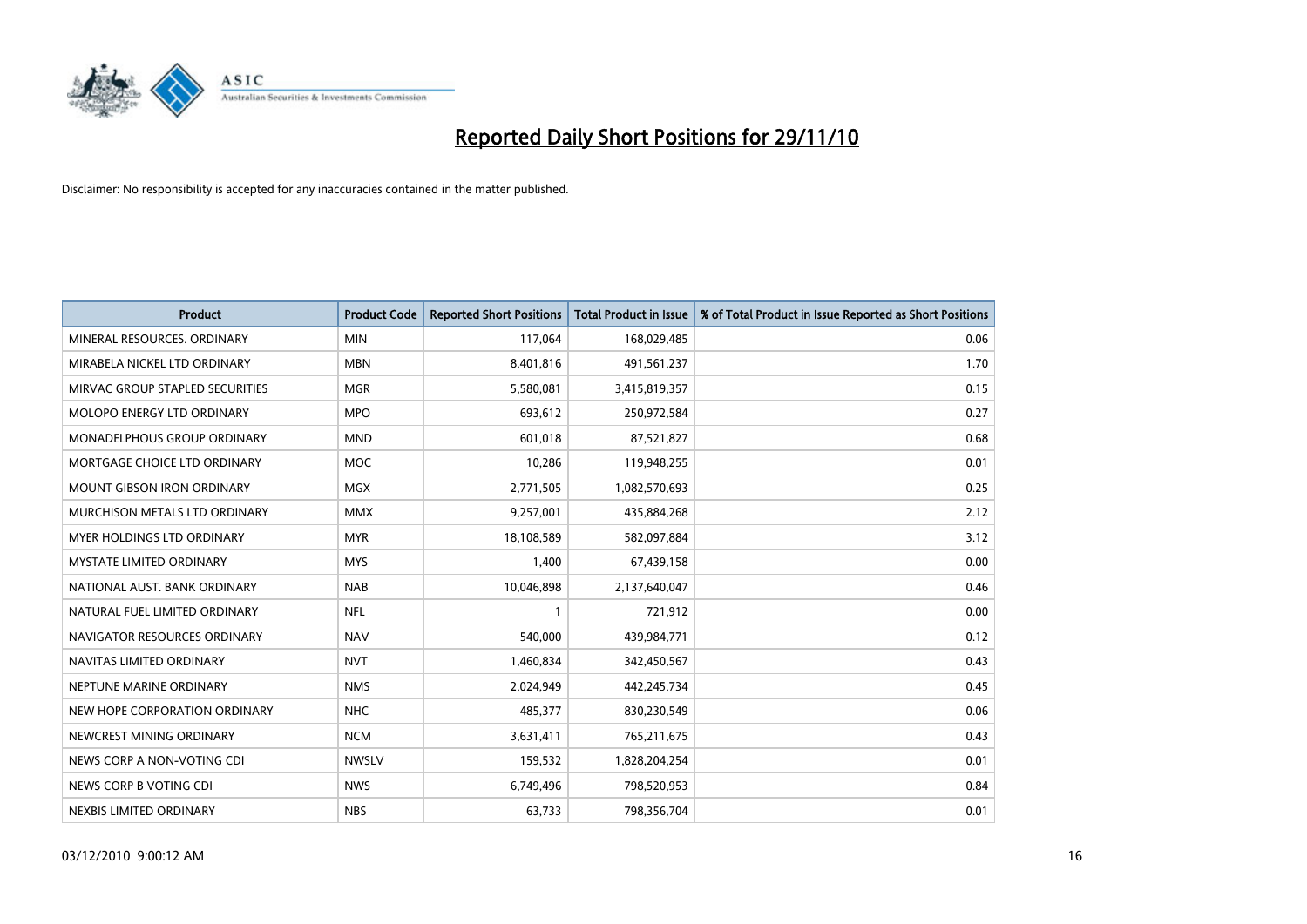# Reported Daily Short Positions for 29/11/10

Disclaimer: No responsibility is accepted for any inaccuracies contained in the matter published.

| Product | Product Code | Reported Short Positions | Total Product in Issue | % of Total Product in Issue Reported as Short Positions |
|---|---|---|---|---|
| MINERAL RESOURCES. ORDINARY | MIN | 117,064 | 168,029,485 | 0.06 |
| MIRABELA NICKEL LTD ORDINARY | MBN | 8,401,816 | 491,561,237 | 1.70 |
| MIRVAC GROUP STAPLED SECURITIES | MGR | 5,580,081 | 3,415,819,357 | 0.15 |
| MOLOPO ENERGY LTD ORDINARY | MPO | 693,612 | 250,972,584 | 0.27 |
| MONADELPHOUS GROUP ORDINARY | MND | 601,018 | 87,521,827 | 0.68 |
| MORTGAGE CHOICE LTD ORDINARY | MOC | 10,286 | 119,948,255 | 0.01 |
| MOUNT GIBSON IRON ORDINARY | MGX | 2,771,505 | 1,082,570,693 | 0.25 |
| MURCHISON METALS LTD ORDINARY | MMX | 9,257,001 | 435,884,268 | 2.12 |
| MYER HOLDINGS LTD ORDINARY | MYR | 18,108,589 | 582,097,884 | 3.12 |
| MYSTATE LIMITED ORDINARY | MYS | 1,400 | 67,439,158 | 0.00 |
| NATIONAL AUST. BANK ORDINARY | NAB | 10,046,898 | 2,137,640,047 | 0.46 |
| NATURAL FUEL LIMITED ORDINARY | NFL | 1 | 721,912 | 0.00 |
| NAVIGATOR RESOURCES ORDINARY | NAV | 540,000 | 439,984,771 | 0.12 |
| NAVITAS LIMITED ORDINARY | NVT | 1,460,834 | 342,450,567 | 0.43 |
| NEPTUNE MARINE ORDINARY | NMS | 2,024,949 | 442,245,734 | 0.45 |
| NEW HOPE CORPORATION ORDINARY | NHC | 485,377 | 830,230,549 | 0.06 |
| NEWCREST MINING ORDINARY | NCM | 3,631,411 | 765,211,675 | 0.43 |
| NEWS CORP A NON-VOTING CDI | NWSLV | 159,532 | 1,828,204,254 | 0.01 |
| NEWS CORP B VOTING CDI | NWS | 6,749,496 | 798,520,953 | 0.84 |
| NEXBIS LIMITED ORDINARY | NBS | 63,733 | 798,356,704 | 0.01 |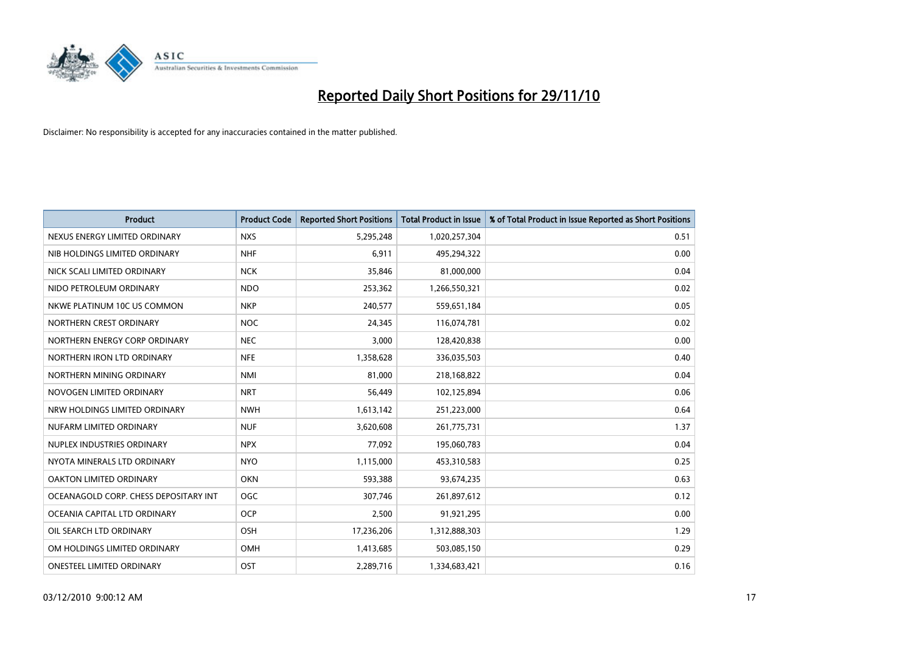# Reported Daily Short Positions for 29/11/10

Disclaimer: No responsibility is accepted for any inaccuracies contained in the matter published.

| Product | Product Code | Reported Short Positions | Total Product in Issue | % of Total Product in Issue Reported as Short Positions |
|---|---|---|---|---|
| NEXUS ENERGY LIMITED ORDINARY | NXS | 5,295,248 | 1,020,257,304 | 0.51 |
| NIB HOLDINGS LIMITED ORDINARY | NHF | 6,911 | 495,294,322 | 0.00 |
| NICK SCALI LIMITED ORDINARY | NCK | 35,846 | 81,000,000 | 0.04 |
| NIDO PETROLEUM ORDINARY | NDO | 253,362 | 1,266,550,321 | 0.02 |
| NKWE PLATINUM 10C US COMMON | NKP | 240,577 | 559,651,184 | 0.05 |
| NORTHERN CREST ORDINARY | NOC | 24,345 | 116,074,781 | 0.02 |
| NORTHERN ENERGY CORP ORDINARY | NEC | 3,000 | 128,420,838 | 0.00 |
| NORTHERN IRON LTD ORDINARY | NFE | 1,358,628 | 336,035,503 | 0.40 |
| NORTHERN MINING ORDINARY | NMI | 81,000 | 218,168,822 | 0.04 |
| NOVOGEN LIMITED ORDINARY | NRT | 56,449 | 102,125,894 | 0.06 |
| NRW HOLDINGS LIMITED ORDINARY | NWH | 1,613,142 | 251,223,000 | 0.64 |
| NUFARM LIMITED ORDINARY | NUF | 3,620,608 | 261,775,731 | 1.37 |
| NUPLEX INDUSTRIES ORDINARY | NPX | 77,092 | 195,060,783 | 0.04 |
| NYOTA MINERALS LTD ORDINARY | NYO | 1,115,000 | 453,310,583 | 0.25 |
| OAKTON LIMITED ORDINARY | OKN | 593,388 | 93,674,235 | 0.63 |
| OCEANAGOLD CORP. CHESS DEPOSITARY INT | OGC | 307,746 | 261,897,612 | 0.12 |
| OCEANIA CAPITAL LTD ORDINARY | OCP | 2,500 | 91,921,295 | 0.00 |
| OIL SEARCH LTD ORDINARY | OSH | 17,236,206 | 1,312,888,303 | 1.29 |
| OM HOLDINGS LIMITED ORDINARY | OMH | 1,413,685 | 503,085,150 | 0.29 |
| ONESTEEL LIMITED ORDINARY | OST | 2,289,716 | 1,334,683,421 | 0.16 |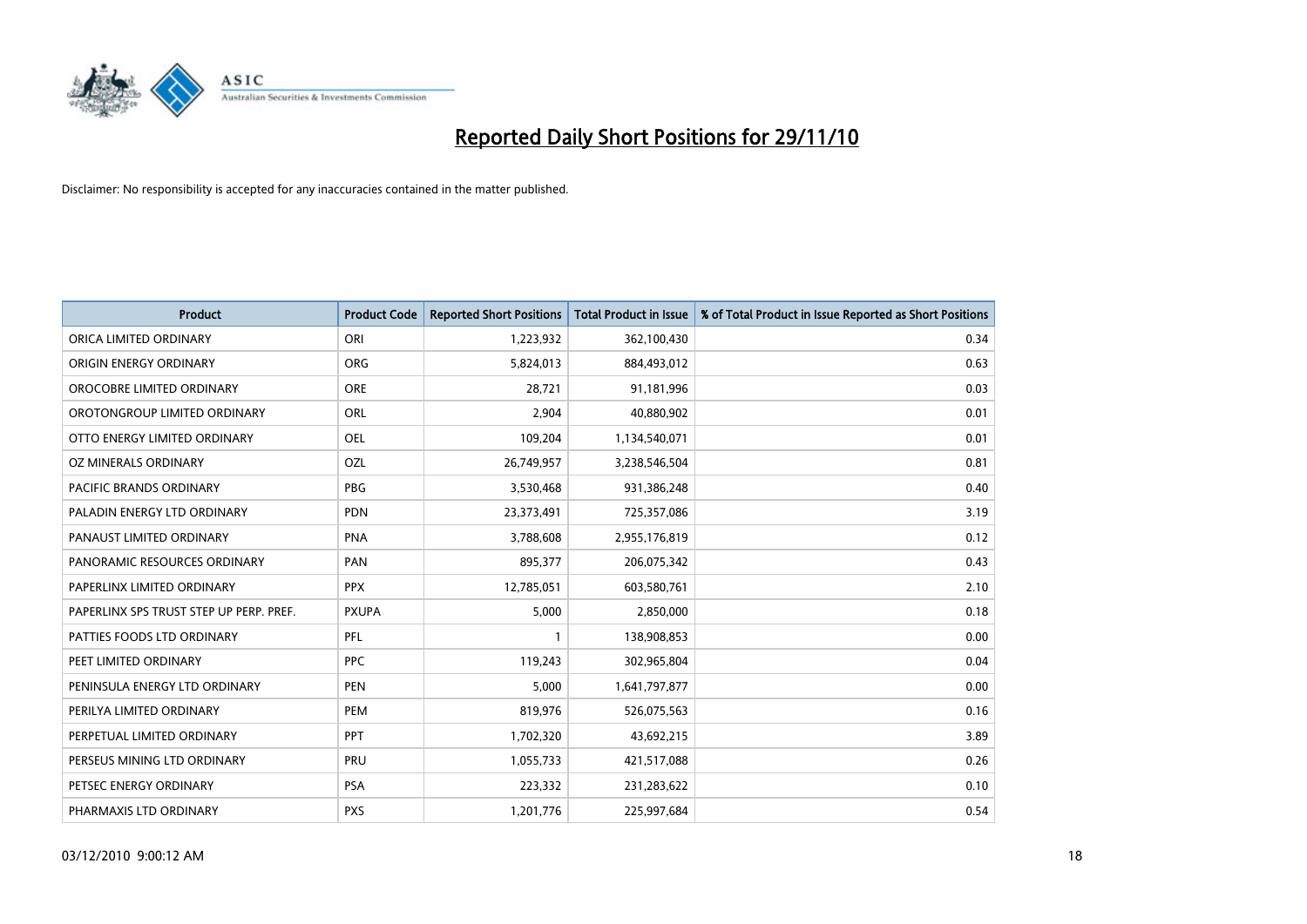# Reported Daily Short Positions for 29/11/10

Disclaimer: No responsibility is accepted for any inaccuracies contained in the matter published.

| Product | Product Code | Reported Short Positions | Total Product in Issue | % of Total Product in Issue Reported as Short Positions |
|---|---|---|---|---|
| ORICA LIMITED ORDINARY | ORI | 1,223,932 | 362,100,430 | 0.34 |
| ORIGIN ENERGY ORDINARY | ORG | 5,824,013 | 884,493,012 | 0.63 |
| OROCOBRE LIMITED ORDINARY | ORE | 28,721 | 91,181,996 | 0.03 |
| OROTONGROUP LIMITED ORDINARY | ORL | 2,904 | 40,880,902 | 0.01 |
| OTTO ENERGY LIMITED ORDINARY | OEL | 109,204 | 1,134,540,071 | 0.01 |
| OZ MINERALS ORDINARY | OZL | 26,749,957 | 3,238,546,504 | 0.81 |
| PACIFIC BRANDS ORDINARY | PBG | 3,530,468 | 931,386,248 | 0.40 |
| PALADIN ENERGY LTD ORDINARY | PDN | 23,373,491 | 725,357,086 | 3.19 |
| PANAUST LIMITED ORDINARY | PNA | 3,788,608 | 2,955,176,819 | 0.12 |
| PANORAMIC RESOURCES ORDINARY | PAN | 895,377 | 206,075,342 | 0.43 |
| PAPERLINX LIMITED ORDINARY | PPX | 12,785,051 | 603,580,761 | 2.10 |
| PAPERLINX SPS TRUST STEP UP PERP. PREF. | PXUPA | 5,000 | 2,850,000 | 0.18 |
| PATTIES FOODS LTD ORDINARY | PFL | 1 | 138,908,853 | 0.00 |
| PEET LIMITED ORDINARY | PPC | 119,243 | 302,965,804 | 0.04 |
| PENINSULA ENERGY LTD ORDINARY | PEN | 5,000 | 1,641,797,877 | 0.00 |
| PERILYA LIMITED ORDINARY | PEM | 819,976 | 526,075,563 | 0.16 |
| PERPETUAL LIMITED ORDINARY | PPT | 1,702,320 | 43,692,215 | 3.89 |
| PERSEUS MINING LTD ORDINARY | PRU | 1,055,733 | 421,517,088 | 0.26 |
| PETSEC ENERGY ORDINARY | PSA | 223,332 | 231,283,622 | 0.10 |
| PHARMAXIS LTD ORDINARY | PXS | 1,201,776 | 225,997,684 | 0.54 |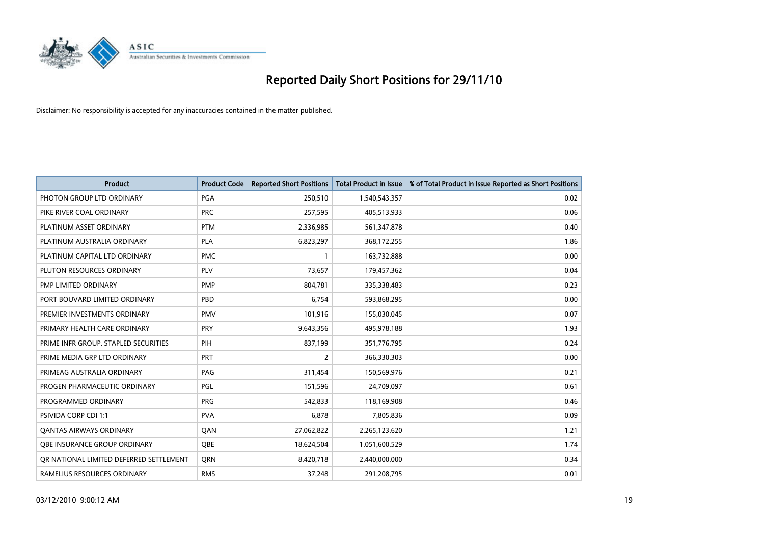# Reported Daily Short Positions for 29/11/10

Disclaimer: No responsibility is accepted for any inaccuracies contained in the matter published.

| Product | Product Code | Reported Short Positions | Total Product in Issue | % of Total Product in Issue Reported as Short Positions |
|---|---|---|---|---|
| PHOTON GROUP LTD ORDINARY | PGA | 250,510 | 1,540,543,357 | 0.02 |
| PIKE RIVER COAL ORDINARY | PRC | 257,595 | 405,513,933 | 0.06 |
| PLATINUM ASSET ORDINARY | PTM | 2,336,985 | 561,347,878 | 0.40 |
| PLATINUM AUSTRALIA ORDINARY | PLA | 6,823,297 | 368,172,255 | 1.86 |
| PLATINUM CAPITAL LTD ORDINARY | PMC | 1 | 163,732,888 | 0.00 |
| PLUTON RESOURCES ORDINARY | PLV | 73,657 | 179,457,362 | 0.04 |
| PMP LIMITED ORDINARY | PMP | 804,781 | 335,338,483 | 0.23 |
| PORT BOUVARD LIMITED ORDINARY | PBD | 6,754 | 593,868,295 | 0.00 |
| PREMIER INVESTMENTS ORDINARY | PMV | 101,916 | 155,030,045 | 0.07 |
| PRIMARY HEALTH CARE ORDINARY | PRY | 9,643,356 | 495,978,188 | 1.93 |
| PRIME INFR GROUP. STAPLED SECURITIES | PIH | 837,199 | 351,776,795 | 0.24 |
| PRIME MEDIA GRP LTD ORDINARY | PRT | 2 | 366,330,303 | 0.00 |
| PRIMEAG AUSTRALIA ORDINARY | PAG | 311,454 | 150,569,976 | 0.21 |
| PROGEN PHARMACEUTIC ORDINARY | PGL | 151,596 | 24,709,097 | 0.61 |
| PROGRAMMED ORDINARY | PRG | 542,833 | 118,169,908 | 0.46 |
| PSIVIDA CORP CDI 1:1 | PVA | 6,878 | 7,805,836 | 0.09 |
| QANTAS AIRWAYS ORDINARY | QAN | 27,062,822 | 2,265,123,620 | 1.21 |
| QBE INSURANCE GROUP ORDINARY | QBE | 18,624,504 | 1,051,600,529 | 1.74 |
| QR NATIONAL LIMITED DEFERRED SETTLEMENT | QRN | 8,420,718 | 2,440,000,000 | 0.34 |
| RAMELIUS RESOURCES ORDINARY | RMS | 37,248 | 291,208,795 | 0.01 |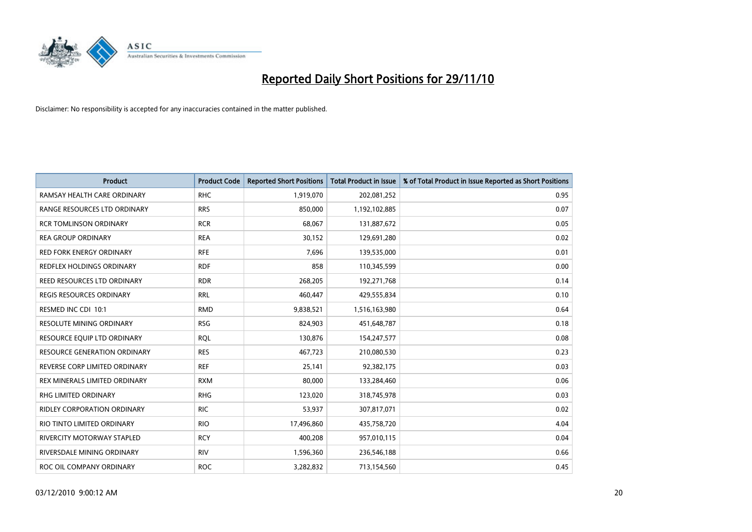# Reported Daily Short Positions for 29/11/10

Disclaimer: No responsibility is accepted for any inaccuracies contained in the matter published.

| Product | Product Code | Reported Short Positions | Total Product in Issue | % of Total Product in Issue Reported as Short Positions |
|---|---|---|---|---|
| RAMSAY HEALTH CARE ORDINARY | RHC | 1,919,070 | 202,081,252 | 0.95 |
| RANGE RESOURCES LTD ORDINARY | RRS | 850,000 | 1,192,102,885 | 0.07 |
| RCR TOMLINSON ORDINARY | RCR | 68,067 | 131,887,672 | 0.05 |
| REA GROUP ORDINARY | REA | 30,152 | 129,691,280 | 0.02 |
| RED FORK ENERGY ORDINARY | RFE | 7,696 | 139,535,000 | 0.01 |
| REDFLEX HOLDINGS ORDINARY | RDF | 858 | 110,345,599 | 0.00 |
| REED RESOURCES LTD ORDINARY | RDR | 268,205 | 192,271,768 | 0.14 |
| REGIS RESOURCES ORDINARY | RRL | 460,447 | 429,555,834 | 0.10 |
| RESMED INC CDI 10:1 | RMD | 9,838,521 | 1,516,163,980 | 0.64 |
| RESOLUTE MINING ORDINARY | RSG | 824,903 | 451,648,787 | 0.18 |
| RESOURCE EQUIP LTD ORDINARY | RQL | 130,876 | 154,247,577 | 0.08 |
| RESOURCE GENERATION ORDINARY | RES | 467,723 | 210,080,530 | 0.23 |
| REVERSE CORP LIMITED ORDINARY | REF | 25,141 | 92,382,175 | 0.03 |
| REX MINERALS LIMITED ORDINARY | RXM | 80,000 | 133,284,460 | 0.06 |
| RHG LIMITED ORDINARY | RHG | 123,020 | 318,745,978 | 0.03 |
| RIDLEY CORPORATION ORDINARY | RIC | 53,937 | 307,817,071 | 0.02 |
| RIO TINTO LIMITED ORDINARY | RIO | 17,496,860 | 435,758,720 | 4.04 |
| RIVERCITY MOTORWAY STAPLED | RCY | 400,208 | 957,010,115 | 0.04 |
| RIVERSDALE MINING ORDINARY | RIV | 1,596,360 | 236,546,188 | 0.66 |
| ROC OIL COMPANY ORDINARY | ROC | 3,282,832 | 713,154,560 | 0.45 |

03/12/2010 9:00:12 AM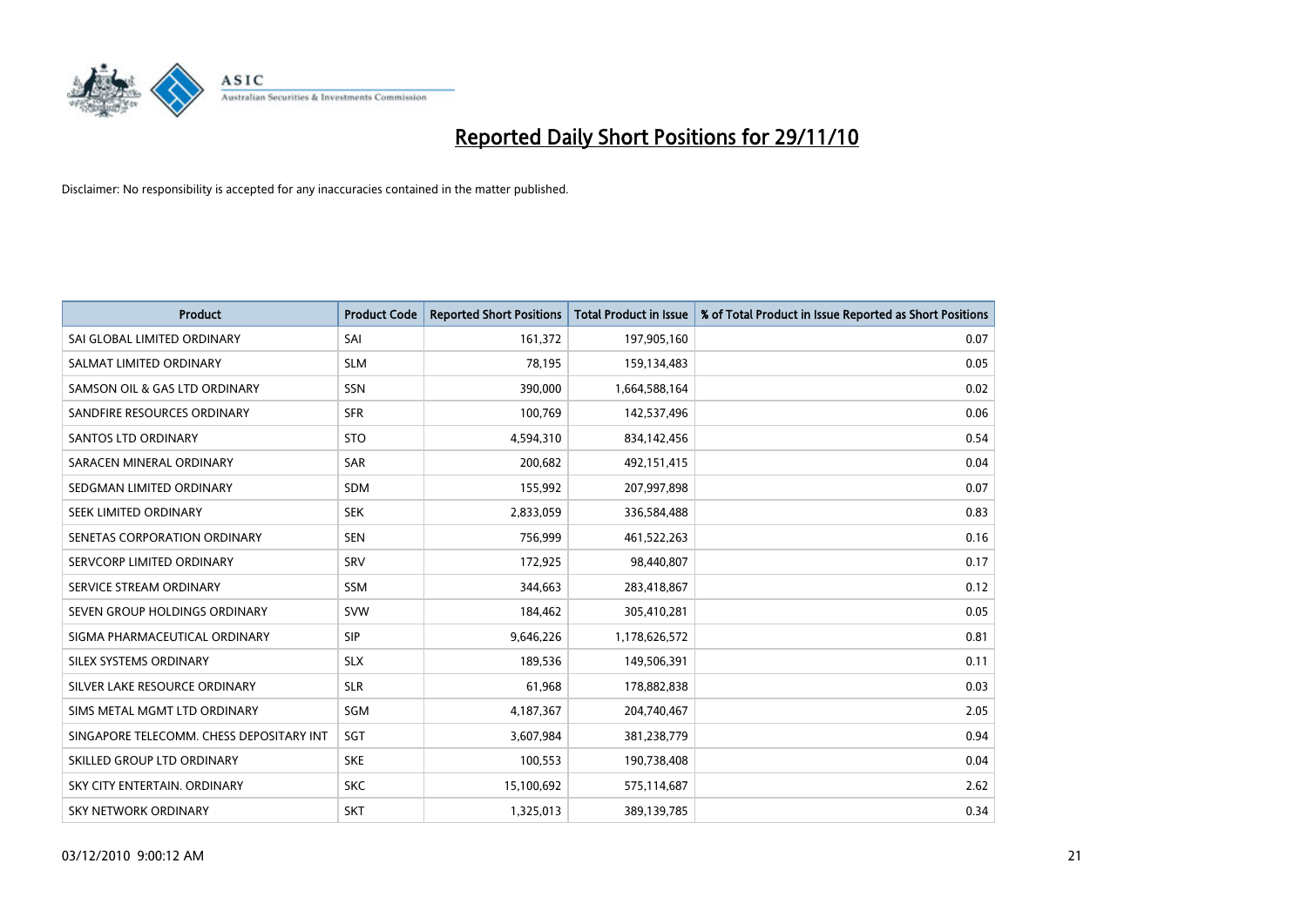# Reported Daily Short Positions for 29/11/10

Disclaimer: No responsibility is accepted for any inaccuracies contained in the matter published.

| Product | Product Code | Reported Short Positions | Total Product in Issue | % of Total Product in Issue Reported as Short Positions |
|---|---|---|---|---|
| SAI GLOBAL LIMITED ORDINARY | SAI | 161,372 | 197,905,160 | 0.07 |
| SALMAT LIMITED ORDINARY | SLM | 78,195 | 159,134,483 | 0.05 |
| SAMSON OIL & GAS LTD ORDINARY | SSN | 390,000 | 1,664,588,164 | 0.02 |
| SANDFIRE RESOURCES ORDINARY | SFR | 100,769 | 142,537,496 | 0.06 |
| SANTOS LTD ORDINARY | STO | 4,594,310 | 834,142,456 | 0.54 |
| SARACEN MINERAL ORDINARY | SAR | 200,682 | 492,151,415 | 0.04 |
| SEDGMAN LIMITED ORDINARY | SDM | 155,992 | 207,997,898 | 0.07 |
| SEEK LIMITED ORDINARY | SEK | 2,833,059 | 336,584,488 | 0.83 |
| SENETAS CORPORATION ORDINARY | SEN | 756,999 | 461,522,263 | 0.16 |
| SERVCORP LIMITED ORDINARY | SRV | 172,925 | 98,440,807 | 0.17 |
| SERVICE STREAM ORDINARY | SSM | 344,663 | 283,418,867 | 0.12 |
| SEVEN GROUP HOLDINGS ORDINARY | SVW | 184,462 | 305,410,281 | 0.05 |
| SIGMA PHARMACEUTICAL ORDINARY | SIP | 9,646,226 | 1,178,626,572 | 0.81 |
| SILEX SYSTEMS ORDINARY | SLX | 189,536 | 149,506,391 | 0.11 |
| SILVER LAKE RESOURCE ORDINARY | SLR | 61,968 | 178,882,838 | 0.03 |
| SIMS METAL MGMT LTD ORDINARY | SGM | 4,187,367 | 204,740,467 | 2.05 |
| SINGAPORE TELECOMM. CHESS DEPOSITARY INT | SGT | 3,607,984 | 381,238,779 | 0.94 |
| SKILLED GROUP LTD ORDINARY | SKE | 100,553 | 190,738,408 | 0.04 |
| SKY CITY ENTERTAIN. ORDINARY | SKC | 15,100,692 | 575,114,687 | 2.62 |
| SKY NETWORK ORDINARY | SKT | 1,325,013 | 389,139,785 | 0.34 |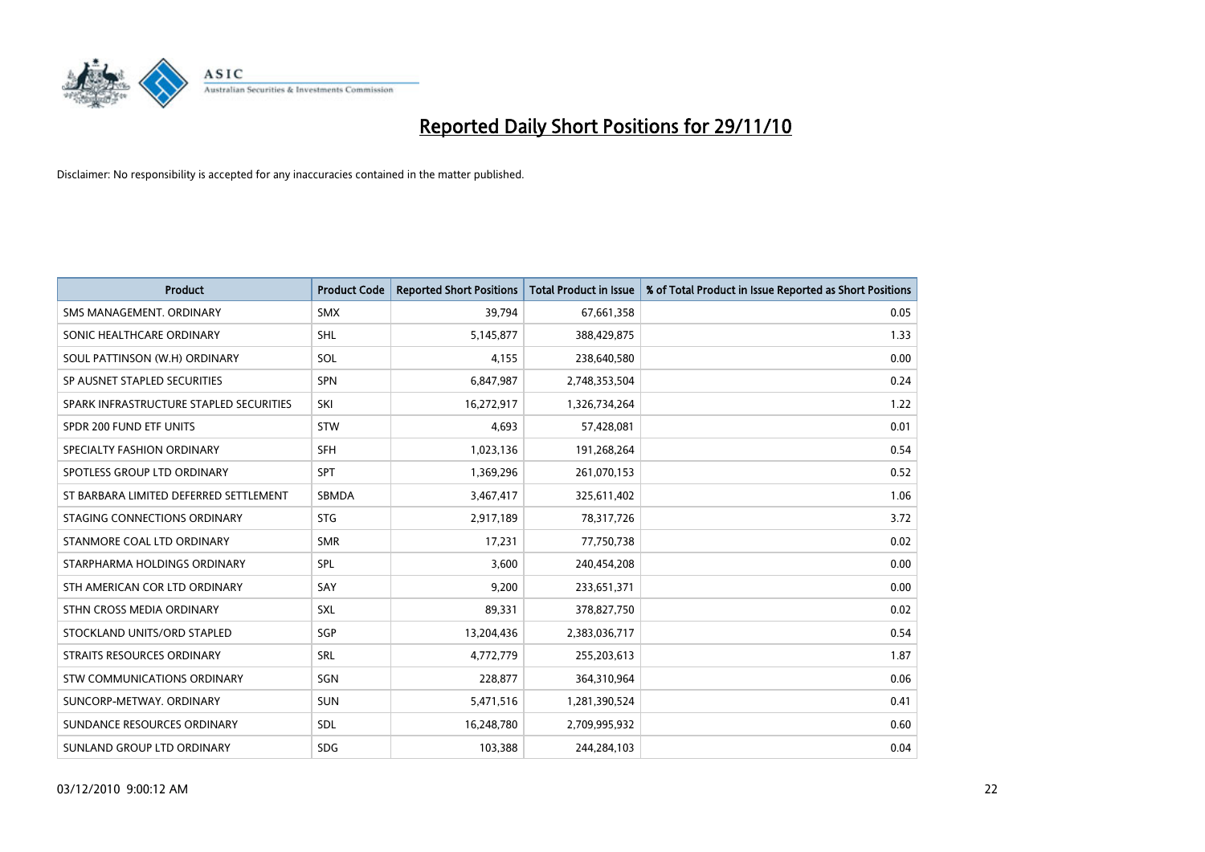# Reported Daily Short Positions for 29/11/10

Disclaimer: No responsibility is accepted for any inaccuracies contained in the matter published.

| Product | Product Code | Reported Short Positions | Total Product in Issue | % of Total Product in Issue Reported as Short Positions |
|---|---|---|---|---|
| SMS MANAGEMENT. ORDINARY | SMX | 39,794 | 67,661,358 | 0.05 |
| SONIC HEALTHCARE ORDINARY | SHL | 5,145,877 | 388,429,875 | 1.33 |
| SOUL PATTINSON (W.H) ORDINARY | SOL | 4,155 | 238,640,580 | 0.00 |
| SP AUSNET STAPLED SECURITIES | SPN | 6,847,987 | 2,748,353,504 | 0.24 |
| SPARK INFRASTRUCTURE STAPLED SECURITIES | SKI | 16,272,917 | 1,326,734,264 | 1.22 |
| SPDR 200 FUND ETF UNITS | STW | 4,693 | 57,428,081 | 0.01 |
| SPECIALTY FASHION ORDINARY | SFH | 1,023,136 | 191,268,264 | 0.54 |
| SPOTLESS GROUP LTD ORDINARY | SPT | 1,369,296 | 261,070,153 | 0.52 |
| ST BARBARA LIMITED DEFERRED SETTLEMENT | SBMDA | 3,467,417 | 325,611,402 | 1.06 |
| STAGING CONNECTIONS ORDINARY | STG | 2,917,189 | 78,317,726 | 3.72 |
| STANMORE COAL LTD ORDINARY | SMR | 17,231 | 77,750,738 | 0.02 |
| STARPHARMA HOLDINGS ORDINARY | SPL | 3,600 | 240,454,208 | 0.00 |
| STH AMERICAN COR LTD ORDINARY | SAY | 9,200 | 233,651,371 | 0.00 |
| STHN CROSS MEDIA ORDINARY | SXL | 89,331 | 378,827,750 | 0.02 |
| STOCKLAND UNITS/ORD STAPLED | SGP | 13,204,436 | 2,383,036,717 | 0.54 |
| STRAITS RESOURCES ORDINARY | SRL | 4,772,779 | 255,203,613 | 1.87 |
| STW COMMUNICATIONS ORDINARY | SGN | 228,877 | 364,310,964 | 0.06 |
| SUNCORP-METWAY. ORDINARY | SUN | 5,471,516 | 1,281,390,524 | 0.41 |
| SUNDANCE RESOURCES ORDINARY | SDL | 16,248,780 | 2,709,995,932 | 0.60 |
| SUNLAND GROUP LTD ORDINARY | SDG | 103,388 | 244,284,103 | 0.04 |

03/12/2010 9:00:12 AM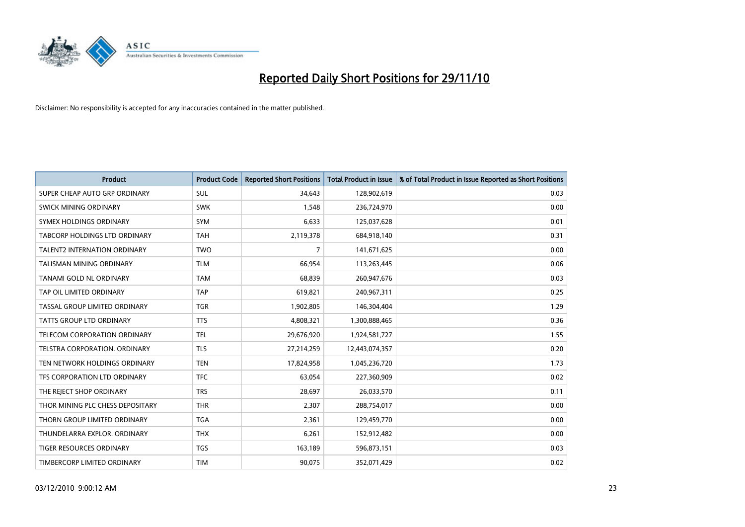# Reported Daily Short Positions for 29/11/10

Disclaimer: No responsibility is accepted for any inaccuracies contained in the matter published.

| Product | Product Code | Reported Short Positions | Total Product in Issue | % of Total Product in Issue Reported as Short Positions |
|---|---|---|---|---|
| SUPER CHEAP AUTO GRP ORDINARY | SUL | 34,643 | 128,902,619 | 0.03 |
| SWICK MINING ORDINARY | SWK | 1,548 | 236,724,970 | 0.00 |
| SYMEX HOLDINGS ORDINARY | SYM | 6,633 | 125,037,628 | 0.01 |
| TABCORP HOLDINGS LTD ORDINARY | TAH | 2,119,378 | 684,918,140 | 0.31 |
| TALENT2 INTERNATION ORDINARY | TWO | 7 | 141,671,625 | 0.00 |
| TALISMAN MINING ORDINARY | TLM | 66,954 | 113,263,445 | 0.06 |
| TANAMI GOLD NL ORDINARY | TAM | 68,839 | 260,947,676 | 0.03 |
| TAP OIL LIMITED ORDINARY | TAP | 619,821 | 240,967,311 | 0.25 |
| TASSAL GROUP LIMITED ORDINARY | TGR | 1,902,805 | 146,304,404 | 1.29 |
| TATTS GROUP LTD ORDINARY | TTS | 4,808,321 | 1,300,888,465 | 0.36 |
| TELECOM CORPORATION ORDINARY | TEL | 29,676,920 | 1,924,581,727 | 1.55 |
| TELSTRA CORPORATION. ORDINARY | TLS | 27,214,259 | 12,443,074,357 | 0.20 |
| TEN NETWORK HOLDINGS ORDINARY | TEN | 17,824,958 | 1,045,236,720 | 1.73 |
| TFS CORPORATION LTD ORDINARY | TFC | 63,054 | 227,360,909 | 0.02 |
| THE REJECT SHOP ORDINARY | TRS | 28,697 | 26,033,570 | 0.11 |
| THOR MINING PLC CHESS DEPOSITARY | THR | 2,307 | 288,754,017 | 0.00 |
| THORN GROUP LIMITED ORDINARY | TGA | 2,361 | 129,459,770 | 0.00 |
| THUNDELARRA EXPLOR. ORDINARY | THX | 6,261 | 152,912,482 | 0.00 |
| TIGER RESOURCES ORDINARY | TGS | 163,189 | 596,873,151 | 0.03 |
| TIMBERCORP LIMITED ORDINARY | TIM | 90,075 | 352,071,429 | 0.02 |

03/12/2010 9:00:12 AM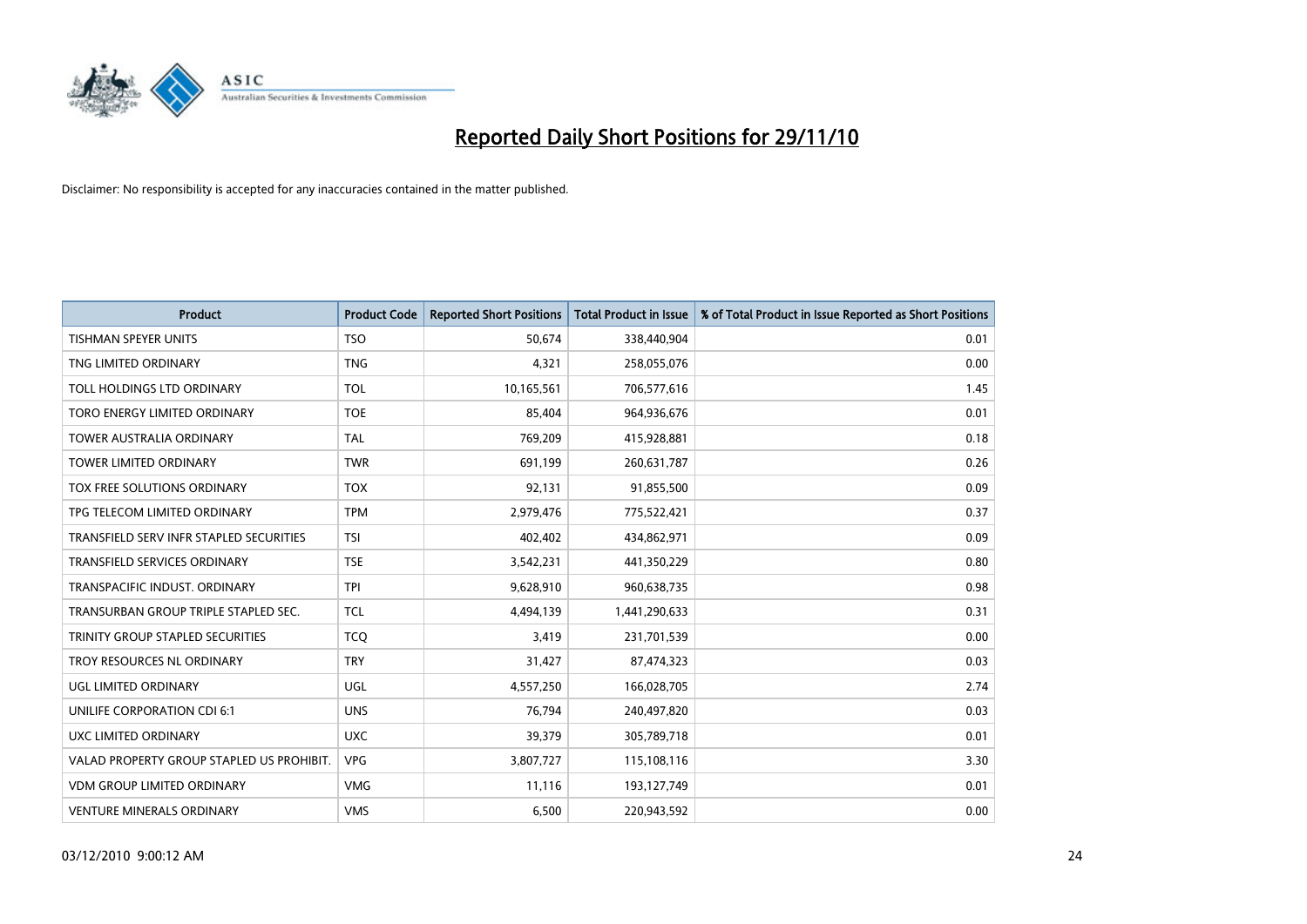# Reported Daily Short Positions for 29/11/10

Disclaimer: No responsibility is accepted for any inaccuracies contained in the matter published.

| Product | Product Code | Reported Short Positions | Total Product in Issue | % of Total Product in Issue Reported as Short Positions |
|---|---|---|---|---|
| TISHMAN SPEYER UNITS | TSO | 50,674 | 338,440,904 | 0.01 |
| TNG LIMITED ORDINARY | TNG | 4,321 | 258,055,076 | 0.00 |
| TOLL HOLDINGS LTD ORDINARY | TOL | 10,165,561 | 706,577,616 | 1.45 |
| TORO ENERGY LIMITED ORDINARY | TOE | 85,404 | 964,936,676 | 0.01 |
| TOWER AUSTRALIA ORDINARY | TAL | 769,209 | 415,928,881 | 0.18 |
| TOWER LIMITED ORDINARY | TWR | 691,199 | 260,631,787 | 0.26 |
| TOX FREE SOLUTIONS ORDINARY | TOX | 92,131 | 91,855,500 | 0.09 |
| TPG TELECOM LIMITED ORDINARY | TPM | 2,979,476 | 775,522,421 | 0.37 |
| TRANSFIELD SERV INFR STAPLED SECURITIES | TSI | 402,402 | 434,862,971 | 0.09 |
| TRANSFIELD SERVICES ORDINARY | TSE | 3,542,231 | 441,350,229 | 0.80 |
| TRANSPACIFIC INDUST. ORDINARY | TPI | 9,628,910 | 960,638,735 | 0.98 |
| TRANSURBAN GROUP TRIPLE STAPLED SEC. | TCL | 4,494,139 | 1,441,290,633 | 0.31 |
| TRINITY GROUP STAPLED SECURITIES | TCQ | 3,419 | 231,701,539 | 0.00 |
| TROY RESOURCES NL ORDINARY | TRY | 31,427 | 87,474,323 | 0.03 |
| UGL LIMITED ORDINARY | UGL | 4,557,250 | 166,028,705 | 2.74 |
| UNILIFE CORPORATION CDI 6:1 | UNS | 76,794 | 240,497,820 | 0.03 |
| UXC LIMITED ORDINARY | UXC | 39,379 | 305,789,718 | 0.01 |
| VALAD PROPERTY GROUP STAPLED US PROHIBIT. | VPG | 3,807,727 | 115,108,116 | 3.30 |
| VDM GROUP LIMITED ORDINARY | VMG | 11,116 | 193,127,749 | 0.01 |
| VENTURE MINERALS ORDINARY | VMS | 6,500 | 220,943,592 | 0.00 |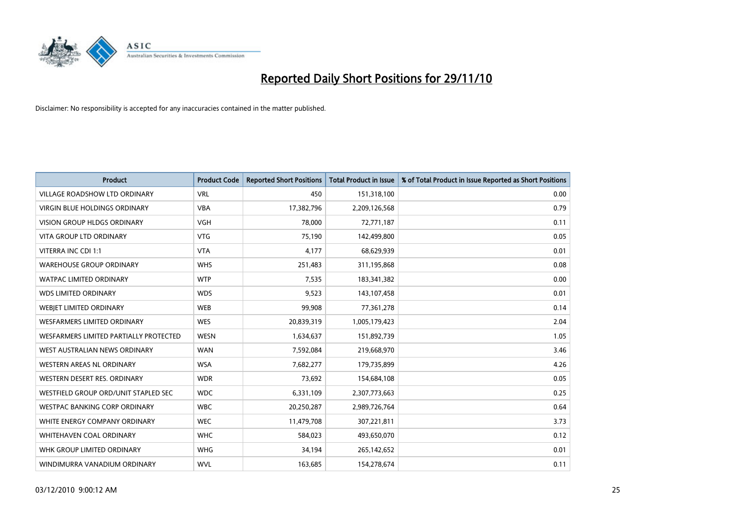# Reported Daily Short Positions for 29/11/10

Disclaimer: No responsibility is accepted for any inaccuracies contained in the matter published.

| Product | Product Code | Reported Short Positions | Total Product in Issue | % of Total Product in Issue Reported as Short Positions |
|---|---|---|---|---|
| VILLAGE ROADSHOW LTD ORDINARY | VRL | 450 | 151,318,100 | 0.00 |
| VIRGIN BLUE HOLDINGS ORDINARY | VBA | 17,382,796 | 2,209,126,568 | 0.79 |
| VISION GROUP HLDGS ORDINARY | VGH | 78,000 | 72,771,187 | 0.11 |
| VITA GROUP LTD ORDINARY | VTG | 75,190 | 142,499,800 | 0.05 |
| VITERRA INC CDI 1:1 | VTA | 4,177 | 68,629,939 | 0.01 |
| WAREHOUSE GROUP ORDINARY | WHS | 251,483 | 311,195,868 | 0.08 |
| WATPAC LIMITED ORDINARY | WTP | 7,535 | 183,341,382 | 0.00 |
| WDS LIMITED ORDINARY | WDS | 9,523 | 143,107,458 | 0.01 |
| WEBJET LIMITED ORDINARY | WEB | 99,908 | 77,361,278 | 0.14 |
| WESFARMERS LIMITED ORDINARY | WES | 20,839,319 | 1,005,179,423 | 2.04 |
| WESFARMERS LIMITED PARTIALLY PROTECTED | WESN | 1,634,637 | 151,892,739 | 1.05 |
| WEST AUSTRALIAN NEWS ORDINARY | WAN | 7,592,084 | 219,668,970 | 3.46 |
| WESTERN AREAS NL ORDINARY | WSA | 7,682,277 | 179,735,899 | 4.26 |
| WESTERN DESERT RES. ORDINARY | WDR | 73,692 | 154,684,108 | 0.05 |
| WESTFIELD GROUP ORD/UNIT STAPLED SEC | WDC | 6,331,109 | 2,307,773,663 | 0.25 |
| WESTPAC BANKING CORP ORDINARY | WBC | 20,250,287 | 2,989,726,764 | 0.64 |
| WHITE ENERGY COMPANY ORDINARY | WEC | 11,479,708 | 307,221,811 | 3.73 |
| WHITEHAVEN COAL ORDINARY | WHC | 584,023 | 493,650,070 | 0.12 |
| WHK GROUP LIMITED ORDINARY | WHG | 34,194 | 265,142,652 | 0.01 |
| WINDIMURRA VANADIUM ORDINARY | WVL | 163,685 | 154,278,674 | 0.11 |

03/12/2010 9:00:12 AM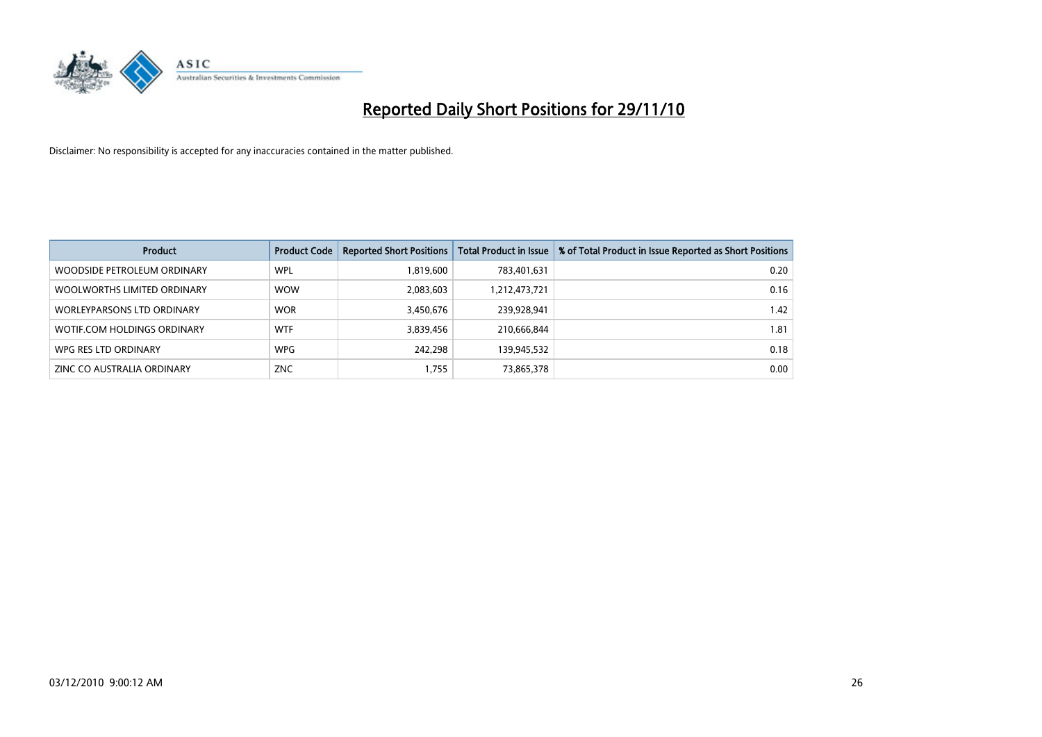# Reported Daily Short Positions for 29/11/10

Disclaimer: No responsibility is accepted for any inaccuracies contained in the matter published.

| Product | Product Code | Reported Short Positions | Total Product in Issue | % of Total Product in Issue Reported as Short Positions |
| --- | --- | --- | --- | --- |
| WOODSIDE PETROLEUM ORDINARY | WPL | 1,819,600 | 783,401,631 | 0.20 |
| WOOLWORTHS LIMITED ORDINARY | WOW | 2,083,603 | 1,212,473,721 | 0.16 |
| WORLEYPARSONS LTD ORDINARY | WOR | 3,450,676 | 239,928,941 | 1.42 |
| WOTIF.COM HOLDINGS ORDINARY | WTF | 3,839,456 | 210,666,844 | 1.81 |
| WPG RES LTD ORDINARY | WPG | 242,298 | 139,945,532 | 0.18 |
| ZINC CO AUSTRALIA ORDINARY | ZNC | 1,755 | 73,865,378 | 0.00 |